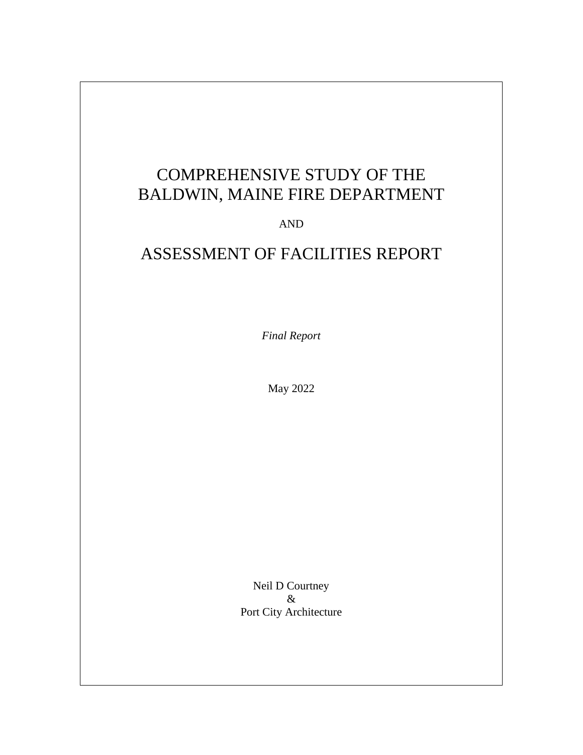# COMPREHENSIVE STUDY OF THE BALDWIN, MAINE FIRE DEPARTMENT

AND

# ASSESSMENT OF FACILITIES REPORT

*Final Report*

May 2022

Neil D Courtney
&
Port City Architecture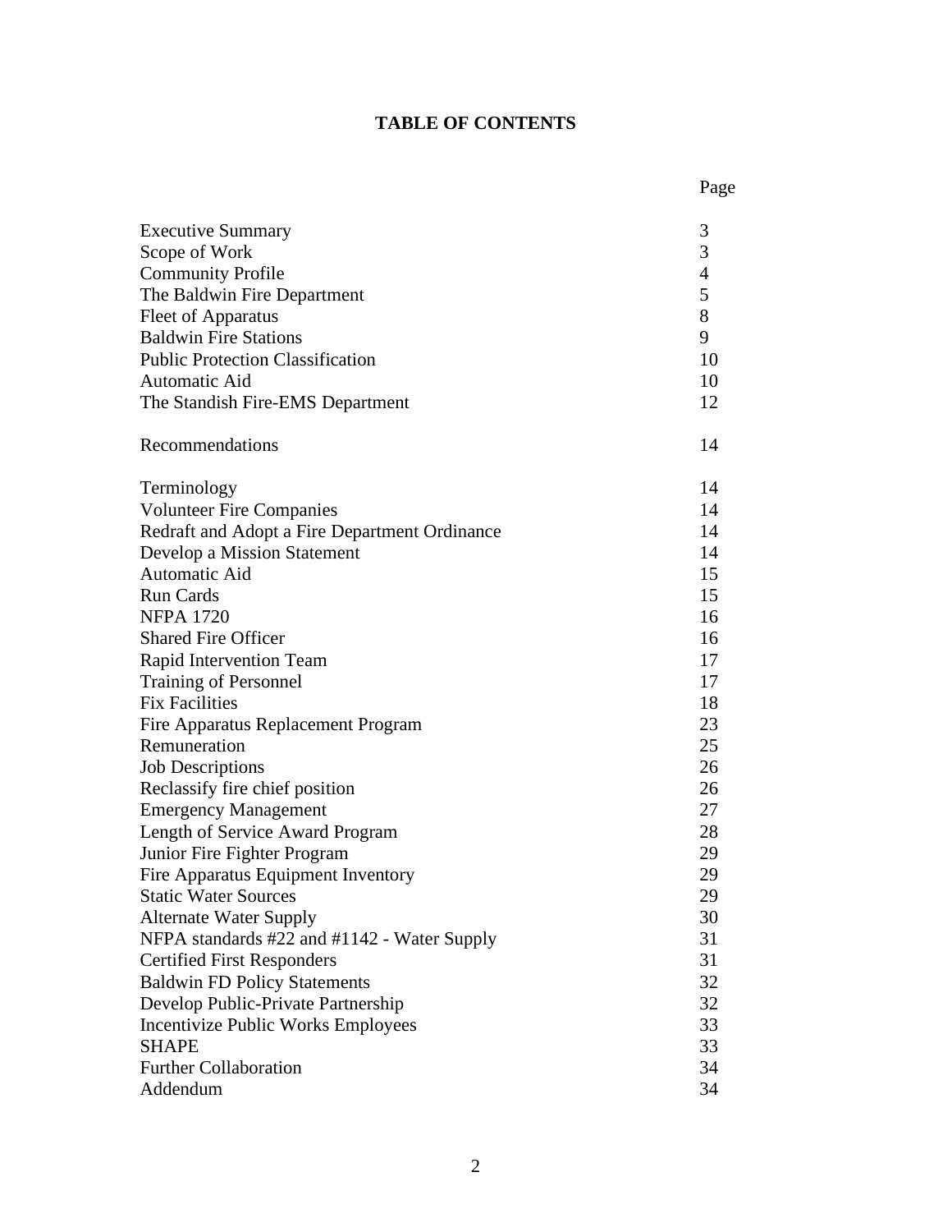# TABLE OF CONTENTS

| | Page |
|---|---|
| Executive Summary | 3 |
| Scope of Work | 3 |
| Community Profile | 4 |
| The Baldwin Fire Department | 5 |
| Fleet of Apparatus | 8 |
| Baldwin Fire Stations | 9 |
| Public Protection Classification | 10 |
| Automatic Aid | 10 |
| The Standish Fire-EMS Department | 12 |
| | |
| Recommendations | 14 |
| | |
| Terminology | 14 |
| Volunteer Fire Companies | 14 |
| Redraft and Adopt a Fire Department Ordinance | 14 |
| Develop a Mission Statement | 14 |
| Automatic Aid | 15 |
| Run Cards | 15 |
| NFPA 1720 | 16 |
| Shared Fire Officer | 16 |
| Rapid Intervention Team | 17 |
| Training of Personnel | 17 |
| Fix Facilities | 18 |
| Fire Apparatus Replacement Program | 23 |
| Remuneration | 25 |
| Job Descriptions | 26 |
| Reclassify fire chief position | 26 |
| Emergency Management | 27 |
| Length of Service Award Program | 28 |
| Junior Fire Fighter Program | 29 |
| Fire Apparatus Equipment Inventory | 29 |
| Static Water Sources | 29 |
| Alternate Water Supply | 30 |
| NFPA standards #22 and #1142 - Water Supply | 31 |
| Certified First Responders | 31 |
| Baldwin FD Policy Statements | 32 |
| Develop Public-Private Partnership | 32 |
| Incentivize Public Works Employees | 33 |
| SHAPE | 33 |
| Further Collaboration | 34 |
| Addendum | 34 |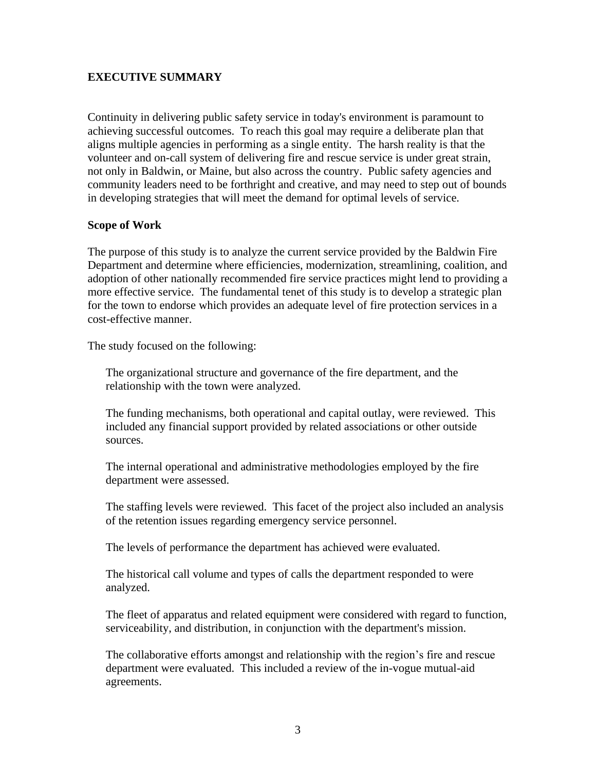## EXECUTIVE SUMMARY

Continuity in delivering public safety service in today's environment is paramount to achieving successful outcomes. To reach this goal may require a deliberate plan that aligns multiple agencies in performing as a single entity. The harsh reality is that the volunteer and on-call system of delivering fire and rescue service is under great strain, not only in Baldwin, or Maine, but also across the country. Public safety agencies and community leaders need to be forthright and creative, and may need to step out of bounds in developing strategies that will meet the demand for optimal levels of service.

### Scope of Work

The purpose of this study is to analyze the current service provided by the Baldwin Fire Department and determine where efficiencies, modernization, streamlining, coalition, and adoption of other nationally recommended fire service practices might lend to providing a more effective service. The fundamental tenet of this study is to develop a strategic plan for the town to endorse which provides an adequate level of fire protection services in a cost-effective manner.

The study focused on the following:

- The organizational structure and governance of the fire department, and the relationship with the town were analyzed.
- The funding mechanisms, both operational and capital outlay, were reviewed. This included any financial support provided by related associations or other outside sources.
- The internal operational and administrative methodologies employed by the fire department were assessed.
- The staffing levels were reviewed. This facet of the project also included an analysis of the retention issues regarding emergency service personnel.
- The levels of performance the department has achieved were evaluated.
- The historical call volume and types of calls the department responded to were analyzed.
- The fleet of apparatus and related equipment were considered with regard to function, serviceability, and distribution, in conjunction with the department's mission.
- The collaborative efforts amongst and relationship with the region's fire and rescue department were evaluated. This included a review of the in-vogue mutual-aid agreements.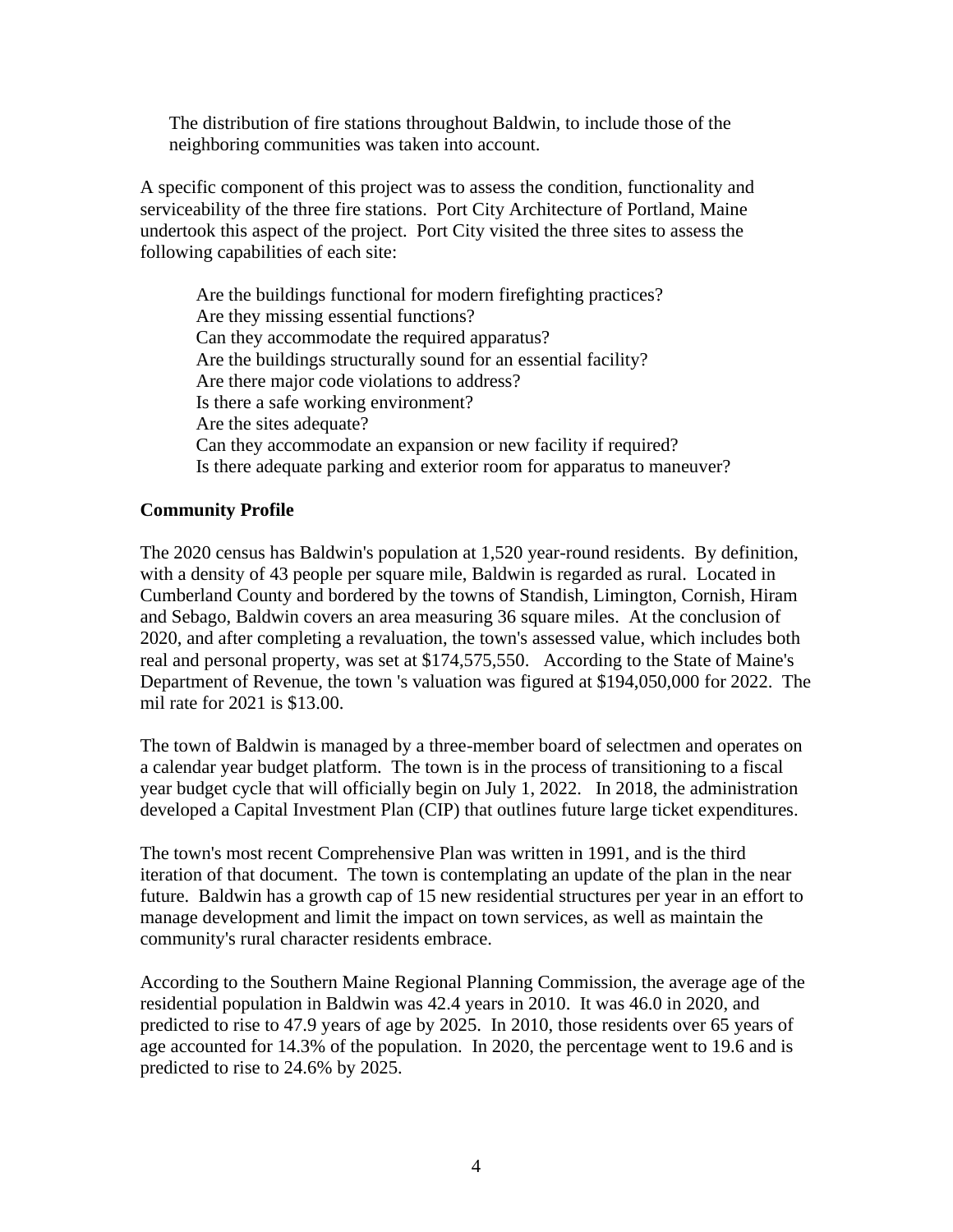The distribution of fire stations throughout Baldwin, to include those of the neighboring communities was taken into account.

A specific component of this project was to assess the condition, functionality and serviceability of the three fire stations. Port City Architecture of Portland, Maine undertook this aspect of the project. Port City visited the three sites to assess the following capabilities of each site:

Are the buildings functional for modern firefighting practices?
Are they missing essential functions?
Can they accommodate the required apparatus?
Are the buildings structurally sound for an essential facility?
Are there major code violations to address?
Is there a safe working environment?
Are the sites adequate?
Can they accommodate an expansion or new facility if required?
Is there adequate parking and exterior room for apparatus to maneuver?

**Community Profile**

The 2020 census has Baldwin's population at 1,520 year-round residents. By definition, with a density of 43 people per square mile, Baldwin is regarded as rural. Located in Cumberland County and bordered by the towns of Standish, Limington, Cornish, Hiram and Sebago, Baldwin covers an area measuring 36 square miles. At the conclusion of 2020, and after completing a revaluation, the town's assessed value, which includes both real and personal property, was set at $174,575,550. According to the State of Maine's Department of Revenue, the town 's valuation was figured at $194,050,000 for 2022. The mil rate for 2021 is $13.00.

The town of Baldwin is managed by a three-member board of selectmen and operates on a calendar year budget platform. The town is in the process of transitioning to a fiscal year budget cycle that will officially begin on July 1, 2022. In 2018, the administration developed a Capital Investment Plan (CIP) that outlines future large ticket expenditures.

The town's most recent Comprehensive Plan was written in 1991, and is the third iteration of that document. The town is contemplating an update of the plan in the near future. Baldwin has a growth cap of 15 new residential structures per year in an effort to manage development and limit the impact on town services, as well as maintain the community's rural character residents embrace.

According to the Southern Maine Regional Planning Commission, the average age of the residential population in Baldwin was 42.4 years in 2010. It was 46.0 in 2020, and predicted to rise to 47.9 years of age by 2025. In 2010, those residents over 65 years of age accounted for 14.3% of the population. In 2020, the percentage went to 19.6 and is predicted to rise to 24.6% by 2025.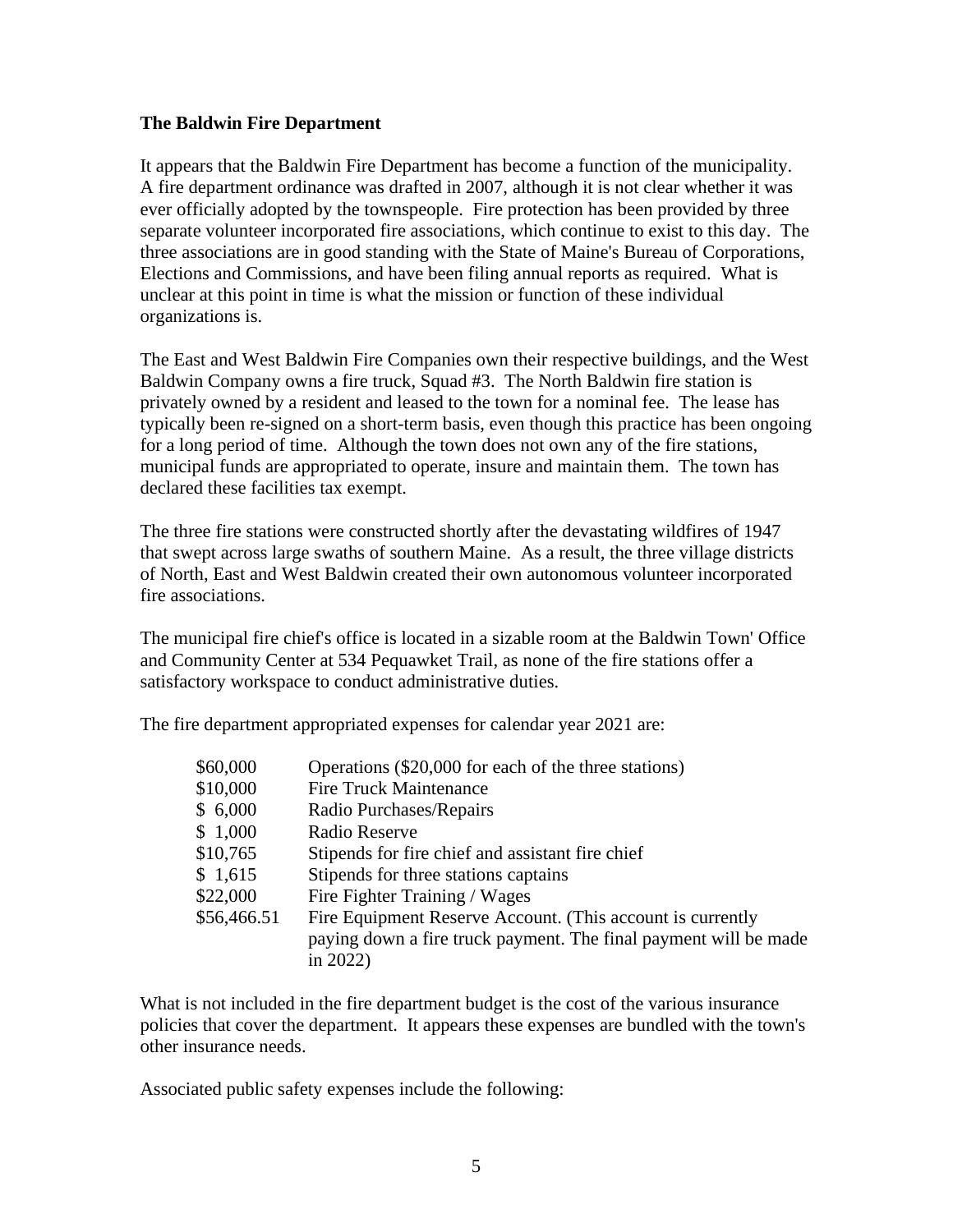**The Baldwin Fire Department**

It appears that the Baldwin Fire Department has become a function of the municipality. A fire department ordinance was drafted in 2007, although it is not clear whether it was ever officially adopted by the townspeople. Fire protection has been provided by three separate volunteer incorporated fire associations, which continue to exist to this day. The three associations are in good standing with the State of Maine's Bureau of Corporations, Elections and Commissions, and have been filing annual reports as required. What is unclear at this point in time is what the mission or function of these individual organizations is.

The East and West Baldwin Fire Companies own their respective buildings, and the West Baldwin Company owns a fire truck, Squad #3. The North Baldwin fire station is privately owned by a resident and leased to the town for a nominal fee. The lease has typically been re-signed on a short-term basis, even though this practice has been ongoing for a long period of time. Although the town does not own any of the fire stations, municipal funds are appropriated to operate, insure and maintain them. The town has declared these facilities tax exempt.

The three fire stations were constructed shortly after the devastating wildfires of 1947 that swept across large swaths of southern Maine. As a result, the three village districts of North, East and West Baldwin created their own autonomous volunteer incorporated fire associations.

The municipal fire chief's office is located in a sizable room at the Baldwin Town' Office and Community Center at 534 Pequawket Trail, as none of the fire stations offer a satisfactory workspace to conduct administrative duties.

The fire department appropriated expenses for calendar year 2021 are:

| | |
|---|---|
| $60,000 | Operations ($20,000 for each of the three stations) |
| $10,000 | Fire Truck Maintenance |
| $ 6,000 | Radio Purchases/Repairs |
| $ 1,000 | Radio Reserve |
| $10,765 | Stipends for fire chief and assistant fire chief |
| $ 1,615 | Stipends for three stations captains |
| $22,000 | Fire Fighter Training / Wages |
| $56,466.51 | Fire Equipment Reserve Account. (This account is currently paying down a fire truck payment. The final payment will be made in 2022) |

What is not included in the fire department budget is the cost of the various insurance policies that cover the department. It appears these expenses are bundled with the town's other insurance needs.

Associated public safety expenses include the following: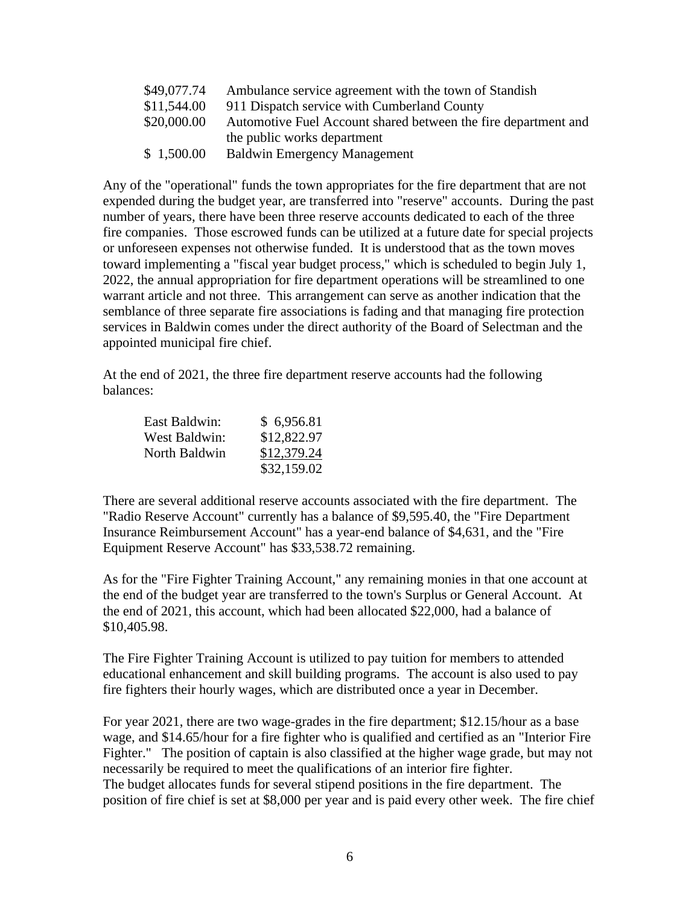| | |
|---|---|
| $49,077.74 | Ambulance service agreement with the town of Standish |
| $11,544.00 | 911 Dispatch service with Cumberland County |
| $20,000.00 | Automotive Fuel Account shared between the fire department and the public works department |
| $ 1,500.00 | Baldwin Emergency Management |

Any of the "operational" funds the town appropriates for the fire department that are not expended during the budget year, are transferred into "reserve" accounts. During the past number of years, there have been three reserve accounts dedicated to each of the three fire companies. Those escrowed funds can be utilized at a future date for special projects or unforeseen expenses not otherwise funded. It is understood that as the town moves toward implementing a "fiscal year budget process," which is scheduled to begin July 1, 2022, the annual appropriation for fire department operations will be streamlined to one warrant article and not three. This arrangement can serve as another indication that the semblance of three separate fire associations is fading and that managing fire protection services in Baldwin comes under the direct authority of the Board of Selectman and the appointed municipal fire chief.

At the end of 2021, the three fire department reserve accounts had the following balances:

| | |
|---|---|
| East Baldwin: | $ 6,956.81 |
| West Baldwin: | $12,822.97 |
| North Baldwin | $12,379.24 |
| | $32,159.02 |

There are several additional reserve accounts associated with the fire department. The "Radio Reserve Account" currently has a balance of $9,595.40, the "Fire Department Insurance Reimbursement Account" has a year-end balance of $4,631, and the "Fire Equipment Reserve Account" has $33,538.72 remaining.

As for the "Fire Fighter Training Account," any remaining monies in that one account at the end of the budget year are transferred to the town's Surplus or General Account. At the end of 2021, this account, which had been allocated $22,000, had a balance of $10,405.98.

The Fire Fighter Training Account is utilized to pay tuition for members to attended educational enhancement and skill building programs. The account is also used to pay fire fighters their hourly wages, which are distributed once a year in December.

For year 2021, there are two wage-grades in the fire department; $12.15/hour as a base wage, and $14.65/hour for a fire fighter who is qualified and certified as an "Interior Fire Fighter." The position of captain is also classified at the higher wage grade, but may not necessarily be required to meet the qualifications of an interior fire fighter.
The budget allocates funds for several stipend positions in the fire department. The position of fire chief is set at $8,000 per year and is paid every other week. The fire chief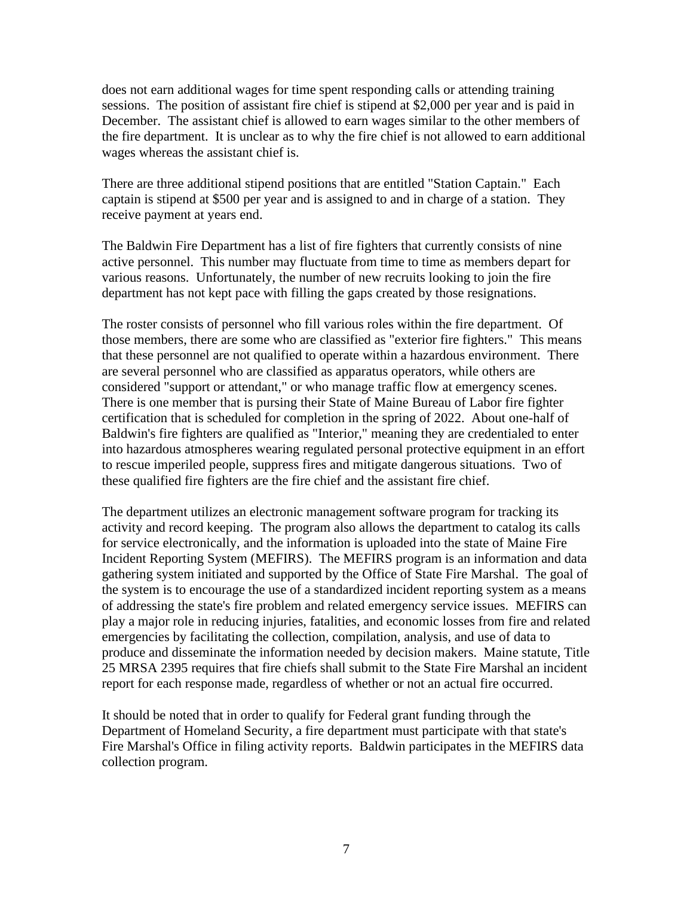does not earn additional wages for time spent responding calls or attending training sessions. The position of assistant fire chief is stipend at $2,000 per year and is paid in December. The assistant chief is allowed to earn wages similar to the other members of the fire department. It is unclear as to why the fire chief is not allowed to earn additional wages whereas the assistant chief is.

There are three additional stipend positions that are entitled "Station Captain." Each captain is stipend at $500 per year and is assigned to and in charge of a station. They receive payment at years end.

The Baldwin Fire Department has a list of fire fighters that currently consists of nine active personnel. This number may fluctuate from time to time as members depart for various reasons. Unfortunately, the number of new recruits looking to join the fire department has not kept pace with filling the gaps created by those resignations.

The roster consists of personnel who fill various roles within the fire department. Of those members, there are some who are classified as "exterior fire fighters." This means that these personnel are not qualified to operate within a hazardous environment. There are several personnel who are classified as apparatus operators, while others are considered "support or attendant," or who manage traffic flow at emergency scenes. There is one member that is pursing their State of Maine Bureau of Labor fire fighter certification that is scheduled for completion in the spring of 2022. About one-half of Baldwin's fire fighters are qualified as "Interior," meaning they are credentialed to enter into hazardous atmospheres wearing regulated personal protective equipment in an effort to rescue imperiled people, suppress fires and mitigate dangerous situations. Two of these qualified fire fighters are the fire chief and the assistant fire chief.

The department utilizes an electronic management software program for tracking its activity and record keeping. The program also allows the department to catalog its calls for service electronically, and the information is uploaded into the state of Maine Fire Incident Reporting System (MEFIRS). The MEFIRS program is an information and data gathering system initiated and supported by the Office of State Fire Marshal. The goal of the system is to encourage the use of a standardized incident reporting system as a means of addressing the state's fire problem and related emergency service issues. MEFIRS can play a major role in reducing injuries, fatalities, and economic losses from fire and related emergencies by facilitating the collection, compilation, analysis, and use of data to produce and disseminate the information needed by decision makers. Maine statute, Title 25 MRSA 2395 requires that fire chiefs shall submit to the State Fire Marshal an incident report for each response made, regardless of whether or not an actual fire occurred.

It should be noted that in order to qualify for Federal grant funding through the Department of Homeland Security, a fire department must participate with that state's Fire Marshal's Office in filing activity reports. Baldwin participates in the MEFIRS data collection program.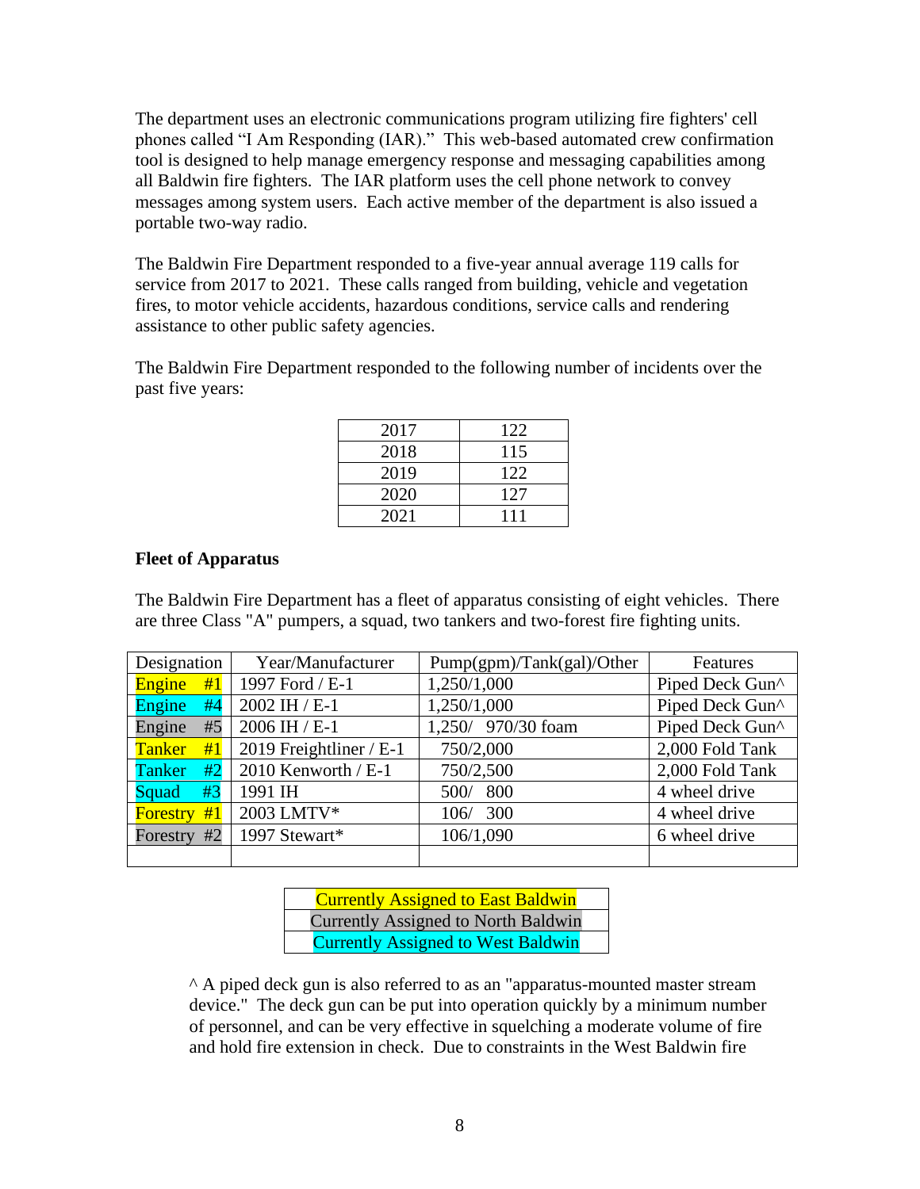The department uses an electronic communications program utilizing fire fighters' cell phones called "I Am Responding (IAR)." This web-based automated crew confirmation tool is designed to help manage emergency response and messaging capabilities among all Baldwin fire fighters. The IAR platform uses the cell phone network to convey messages among system users. Each active member of the department is also issued a portable two-way radio.

The Baldwin Fire Department responded to a five-year annual average 119 calls for service from 2017 to 2021. These calls ranged from building, vehicle and vegetation fires, to motor vehicle accidents, hazardous conditions, service calls and rendering assistance to other public safety agencies.

The Baldwin Fire Department responded to the following number of incidents over the past five years:

| | |
|---|---|
| 2017 | 122 |
| 2018 | 115 |
| 2019 | 122 |
| 2020 | 127 |
| 2021 | 111 |

**Fleet of Apparatus**

The Baldwin Fire Department has a fleet of apparatus consisting of eight vehicles. There are three Class "A" pumpers, a squad, two tankers and two-forest fire fighting units.

| Designation | Year/Manufacturer | Pump(gpm)/Tank(gal)/Other | Features |
|---|---|---|---|
| Engine #1 | 1997 Ford / E-1 | 1,250/1,000 | Piped Deck Gun^ |
| Engine #4 | 2002 IH / E-1 | 1,250/1,000 | Piped Deck Gun^ |
| Engine #5 | 2006 IH / E-1 | 1,250/ 970/30 foam | Piped Deck Gun^ |
| Tanker #1 | 2019 Freightliner / E-1 | 750/2,000 | 2,000 Fold Tank |
| Tanker #2 | 2010 Kenworth / E-1 | 750/2,500 | 2,000 Fold Tank |
| Squad #3 | 1991 IH | 500/ 800 | 4 wheel drive |
| Forestry #1 | 2003 LMTV* | 106/ 300 | 4 wheel drive |
| Forestry #2 | 1997 Stewart* | 106/1,090 | 6 wheel drive |
| | | | |

| |
|---|
| Currently Assigned to East Baldwin |
| Currently Assigned to North Baldwin |
| Currently Assigned to West Baldwin |

^ A piped deck gun is also referred to as an "apparatus-mounted master stream device." The deck gun can be put into operation quickly by a minimum number of personnel, and can be very effective in squelching a moderate volume of fire and hold fire extension in check. Due to constraints in the West Baldwin fire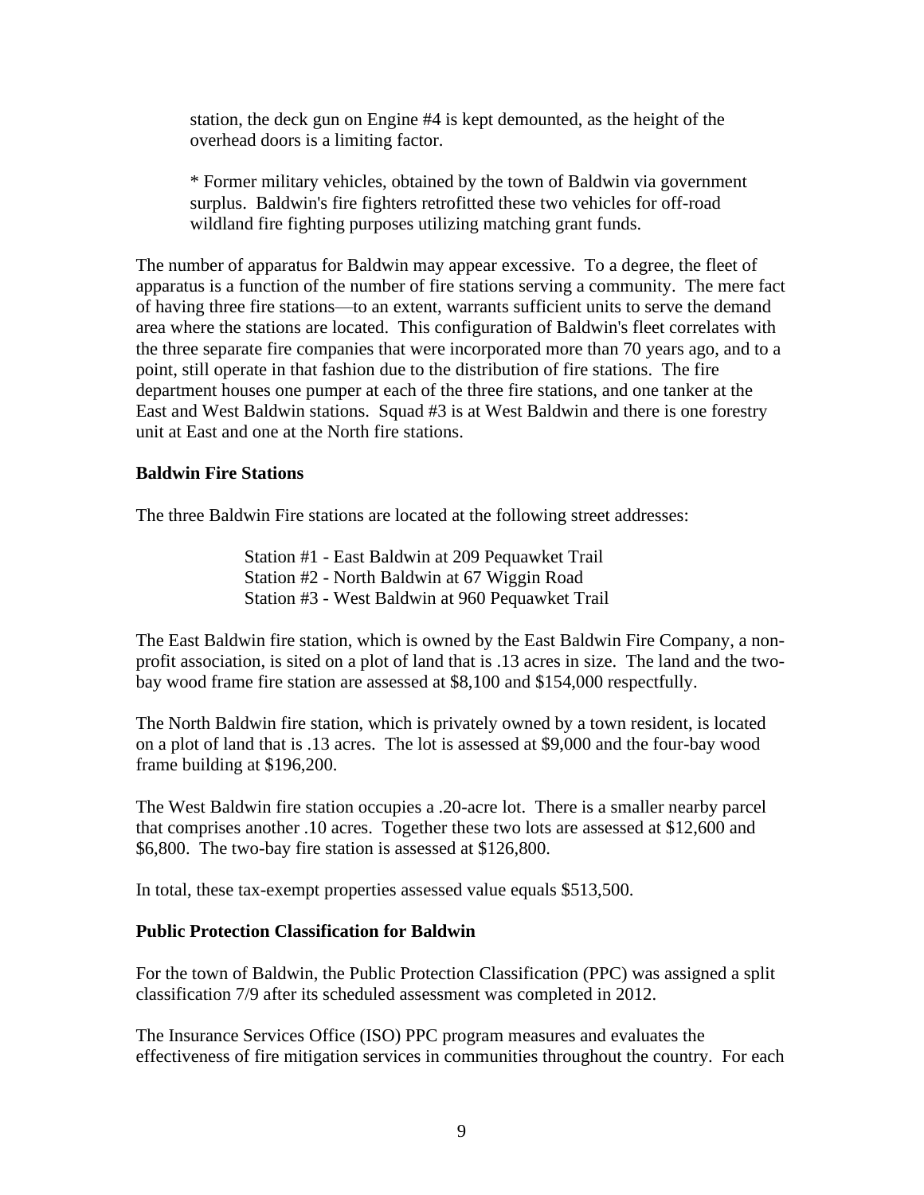station, the deck gun on Engine #4 is kept demounted, as the height of the overhead doors is a limiting factor.

* Former military vehicles, obtained by the town of Baldwin via government surplus. Baldwin's fire fighters retrofitted these two vehicles for off-road wildland fire fighting purposes utilizing matching grant funds.

The number of apparatus for Baldwin may appear excessive. To a degree, the fleet of apparatus is a function of the number of fire stations serving a community. The mere fact of having three fire stations—to an extent, warrants sufficient units to serve the demand area where the stations are located. This configuration of Baldwin's fleet correlates with the three separate fire companies that were incorporated more than 70 years ago, and to a point, still operate in that fashion due to the distribution of fire stations. The fire department houses one pumper at each of the three fire stations, and one tanker at the East and West Baldwin stations. Squad #3 is at West Baldwin and there is one forestry unit at East and one at the North fire stations.

**Baldwin Fire Stations**

The three Baldwin Fire stations are located at the following street addresses:

Station #1 - East Baldwin at 209 Pequawket Trail
Station #2 - North Baldwin at 67 Wiggin Road
Station #3 - West Baldwin at 960 Pequawket Trail

The East Baldwin fire station, which is owned by the East Baldwin Fire Company, a non-profit association, is sited on a plot of land that is .13 acres in size. The land and the two-bay wood frame fire station are assessed at $8,100 and $154,000 respectfully.

The North Baldwin fire station, which is privately owned by a town resident, is located on a plot of land that is .13 acres. The lot is assessed at $9,000 and the four-bay wood frame building at $196,200.

The West Baldwin fire station occupies a .20-acre lot. There is a smaller nearby parcel that comprises another .10 acres. Together these two lots are assessed at $12,600 and $6,800. The two-bay fire station is assessed at $126,800.

In total, these tax-exempt properties assessed value equals $513,500.

**Public Protection Classification for Baldwin**

For the town of Baldwin, the Public Protection Classification (PPC) was assigned a split classification 7/9 after its scheduled assessment was completed in 2012.

The Insurance Services Office (ISO) PPC program measures and evaluates the effectiveness of fire mitigation services in communities throughout the country. For each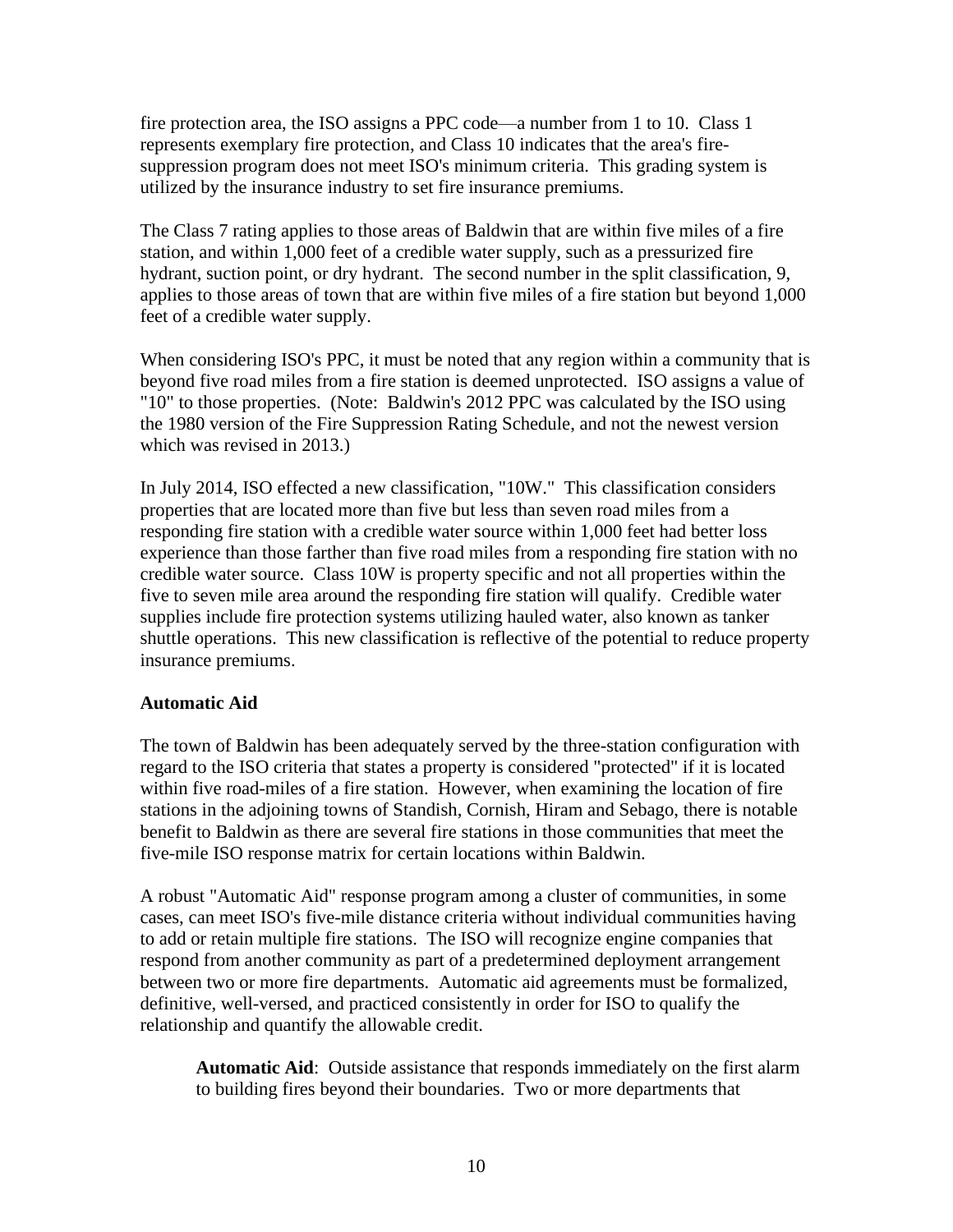fire protection area, the ISO assigns a PPC code—a number from 1 to 10. Class 1 represents exemplary fire protection, and Class 10 indicates that the area's fire-suppression program does not meet ISO's minimum criteria. This grading system is utilized by the insurance industry to set fire insurance premiums.

The Class 7 rating applies to those areas of Baldwin that are within five miles of a fire station, and within 1,000 feet of a credible water supply, such as a pressurized fire hydrant, suction point, or dry hydrant. The second number in the split classification, 9, applies to those areas of town that are within five miles of a fire station but beyond 1,000 feet of a credible water supply.

When considering ISO's PPC, it must be noted that any region within a community that is beyond five road miles from a fire station is deemed unprotected. ISO assigns a value of "10" to those properties. (Note: Baldwin's 2012 PPC was calculated by the ISO using the 1980 version of the Fire Suppression Rating Schedule, and not the newest version which was revised in 2013.)

In July 2014, ISO effected a new classification, "10W." This classification considers properties that are located more than five but less than seven road miles from a responding fire station with a credible water source within 1,000 feet had better loss experience than those farther than five road miles from a responding fire station with no credible water source. Class 10W is property specific and not all properties within the five to seven mile area around the responding fire station will qualify. Credible water supplies include fire protection systems utilizing hauled water, also known as tanker shuttle operations. This new classification is reflective of the potential to reduce property insurance premiums.

### Automatic Aid

The town of Baldwin has been adequately served by the three-station configuration with regard to the ISO criteria that states a property is considered "protected" if it is located within five road-miles of a fire station. However, when examining the location of fire stations in the adjoining towns of Standish, Cornish, Hiram and Sebago, there is notable benefit to Baldwin as there are several fire stations in those communities that meet the five-mile ISO response matrix for certain locations within Baldwin.

A robust "Automatic Aid" response program among a cluster of communities, in some cases, can meet ISO's five-mile distance criteria without individual communities having to add or retain multiple fire stations. The ISO will recognize engine companies that respond from another community as part of a predetermined deployment arrangement between two or more fire departments. Automatic aid agreements must be formalized, definitive, well-versed, and practiced consistently in order for ISO to qualify the relationship and quantify the allowable credit.

> **Automatic Aid**: Outside assistance that responds immediately on the first alarm to building fires beyond their boundaries. Two or more departments that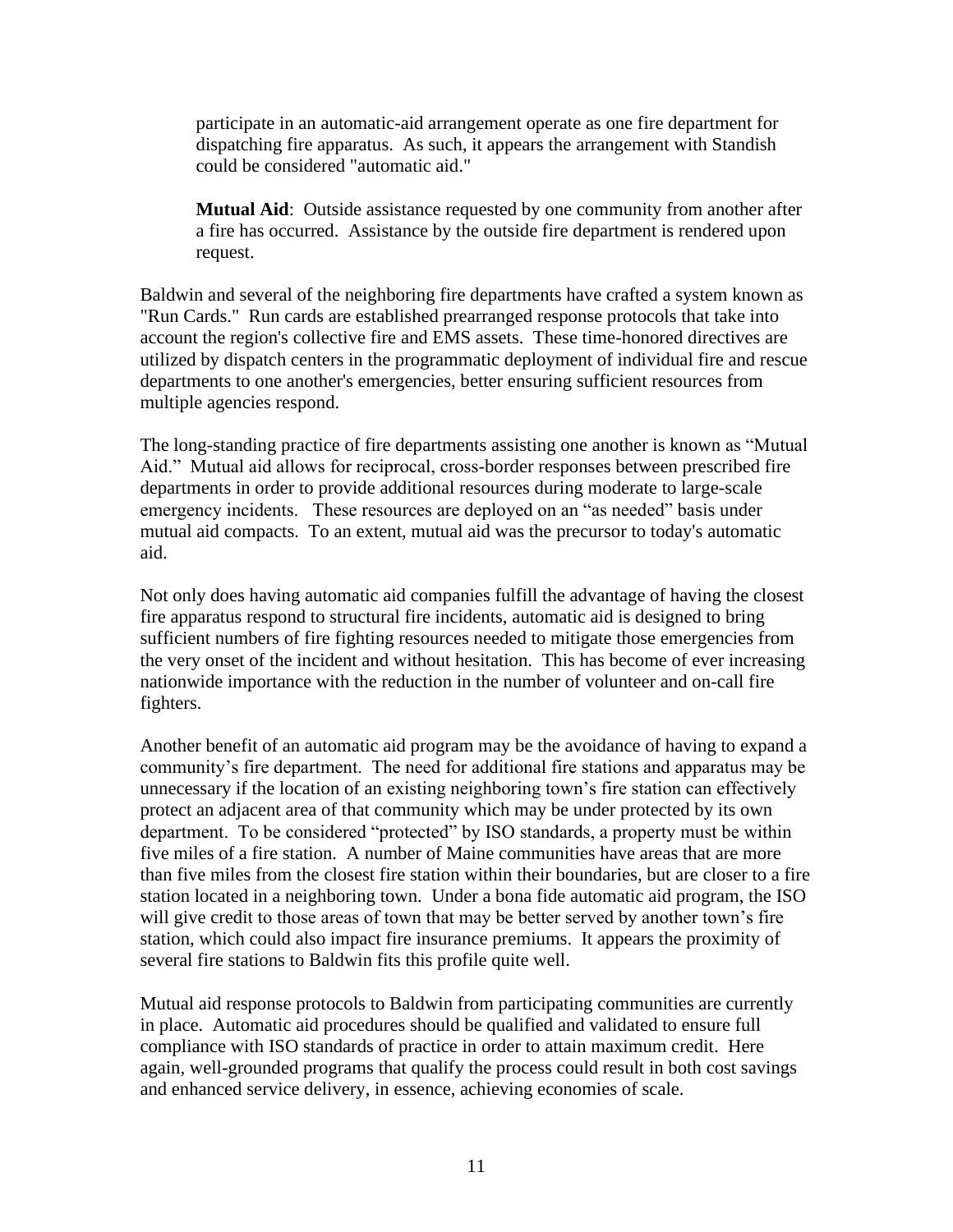participate in an automatic-aid arrangement operate as one fire department for dispatching fire apparatus. As such, it appears the arrangement with Standish could be considered "automatic aid."

> **Mutual Aid**: Outside assistance requested by one community from another after a fire has occurred. Assistance by the outside fire department is rendered upon request.

Baldwin and several of the neighboring fire departments have crafted a system known as "Run Cards." Run cards are established prearranged response protocols that take into account the region's collective fire and EMS assets. These time-honored directives are utilized by dispatch centers in the programmatic deployment of individual fire and rescue departments to one another's emergencies, better ensuring sufficient resources from multiple agencies respond.

The long-standing practice of fire departments assisting one another is known as "Mutual Aid." Mutual aid allows for reciprocal, cross-border responses between prescribed fire departments in order to provide additional resources during moderate to large-scale emergency incidents. These resources are deployed on an "as needed" basis under mutual aid compacts. To an extent, mutual aid was the precursor to today's automatic aid.

Not only does having automatic aid companies fulfill the advantage of having the closest fire apparatus respond to structural fire incidents, automatic aid is designed to bring sufficient numbers of fire fighting resources needed to mitigate those emergencies from the very onset of the incident and without hesitation. This has become of ever increasing nationwide importance with the reduction in the number of volunteer and on-call fire fighters.

Another benefit of an automatic aid program may be the avoidance of having to expand a community's fire department. The need for additional fire stations and apparatus may be unnecessary if the location of an existing neighboring town's fire station can effectively protect an adjacent area of that community which may be under protected by its own department. To be considered "protected" by ISO standards, a property must be within five miles of a fire station. A number of Maine communities have areas that are more than five miles from the closest fire station within their boundaries, but are closer to a fire station located in a neighboring town. Under a bona fide automatic aid program, the ISO will give credit to those areas of town that may be better served by another town's fire station, which could also impact fire insurance premiums. It appears the proximity of several fire stations to Baldwin fits this profile quite well.

Mutual aid response protocols to Baldwin from participating communities are currently in place. Automatic aid procedures should be qualified and validated to ensure full compliance with ISO standards of practice in order to attain maximum credit. Here again, well-grounded programs that qualify the process could result in both cost savings and enhanced service delivery, in essence, achieving economies of scale.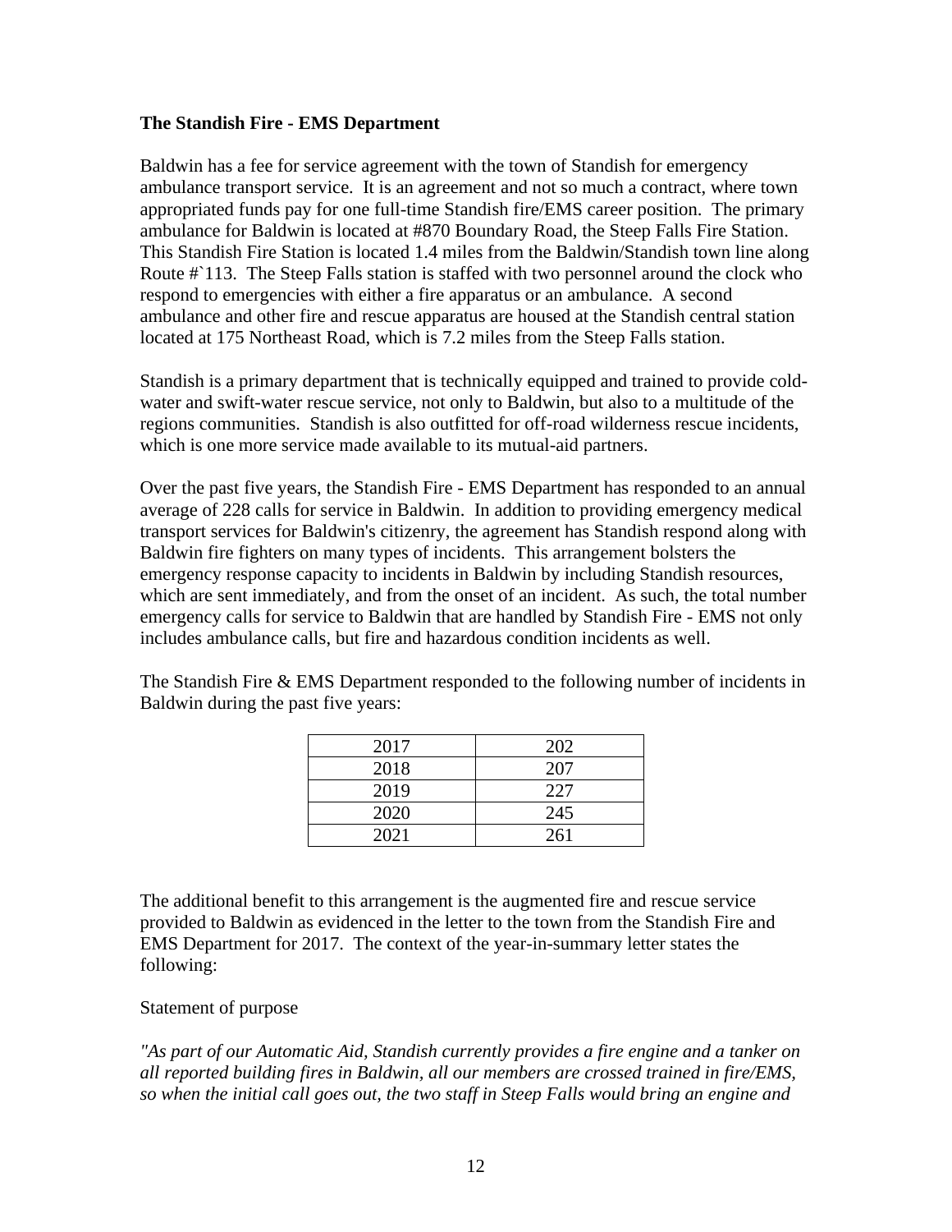**The Standish Fire - EMS Department**

Baldwin has a fee for service agreement with the town of Standish for emergency ambulance transport service. It is an agreement and not so much a contract, where town appropriated funds pay for one full-time Standish fire/EMS career position. The primary ambulance for Baldwin is located at #870 Boundary Road, the Steep Falls Fire Station. This Standish Fire Station is located 1.4 miles from the Baldwin/Standish town line along Route #`113. The Steep Falls station is staffed with two personnel around the clock who respond to emergencies with either a fire apparatus or an ambulance. A second ambulance and other fire and rescue apparatus are housed at the Standish central station located at 175 Northeast Road, which is 7.2 miles from the Steep Falls station.

Standish is a primary department that is technically equipped and trained to provide cold-water and swift-water rescue service, not only to Baldwin, but also to a multitude of the regions communities. Standish is also outfitted for off-road wilderness rescue incidents, which is one more service made available to its mutual-aid partners.

Over the past five years, the Standish Fire - EMS Department has responded to an annual average of 228 calls for service in Baldwin. In addition to providing emergency medical transport services for Baldwin's citizenry, the agreement has Standish respond along with Baldwin fire fighters on many types of incidents. This arrangement bolsters the emergency response capacity to incidents in Baldwin by including Standish resources, which are sent immediately, and from the onset of an incident. As such, the total number emergency calls for service to Baldwin that are handled by Standish Fire - EMS not only includes ambulance calls, but fire and hazardous condition incidents as well.

The Standish Fire & EMS Department responded to the following number of incidents in Baldwin during the past five years:

| | |
|---|---|
| 2017 | 202 |
| 2018 | 207 |
| 2019 | 227 |
| 2020 | 245 |
| 2021 | 261 |

The additional benefit to this arrangement is the augmented fire and rescue service provided to Baldwin as evidenced in the letter to the town from the Standish Fire and EMS Department for 2017. The context of the year-in-summary letter states the following:

Statement of purpose

*"As part of our Automatic Aid, Standish currently provides a fire engine and a tanker on all reported building fires in Baldwin, all our members are crossed trained in fire/EMS, so when the initial call goes out, the two staff in Steep Falls would bring an engine and*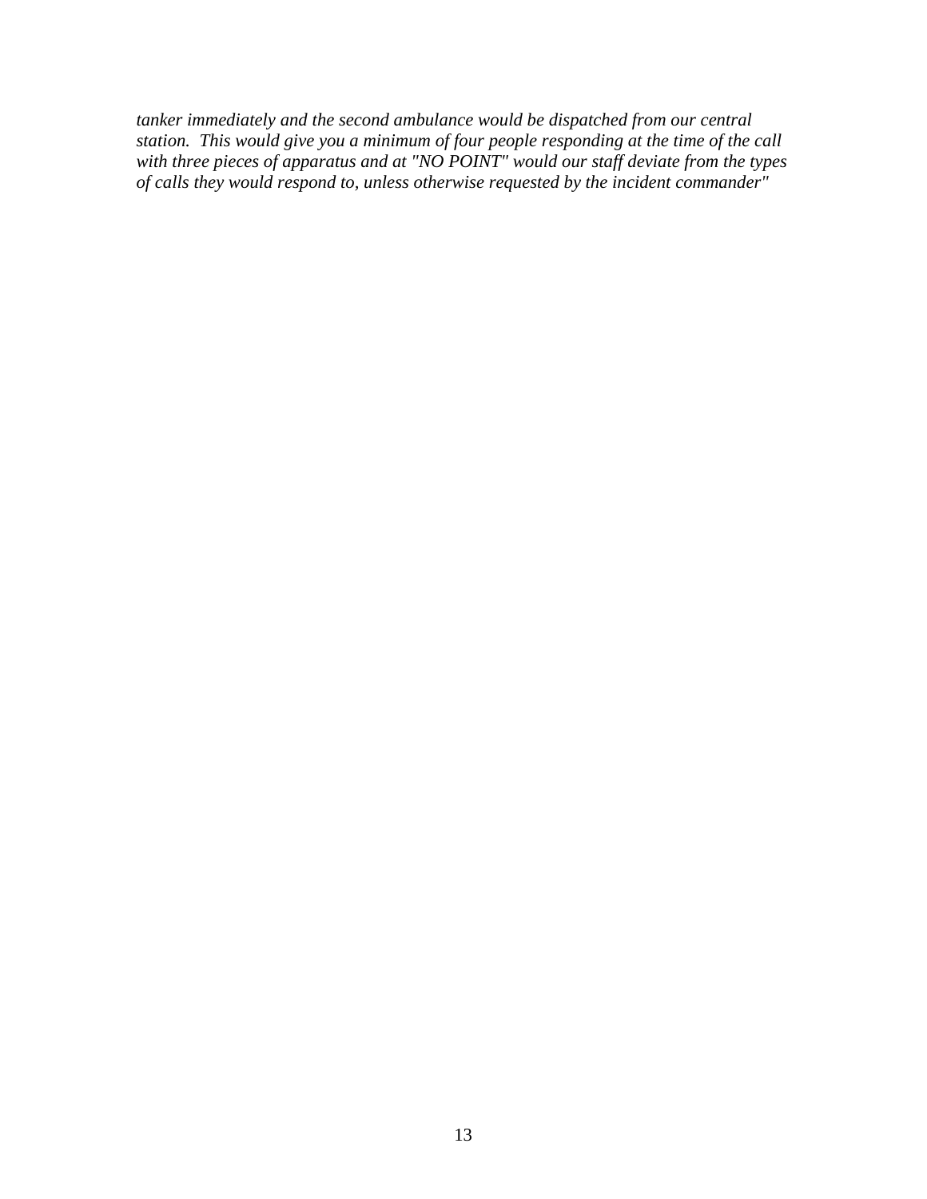*tanker immediately and the second ambulance would be dispatched from our central station. This would give you a minimum of four people responding at the time of the call with three pieces of apparatus and at "NO POINT" would our staff deviate from the types of calls they would respond to, unless otherwise requested by the incident commander"*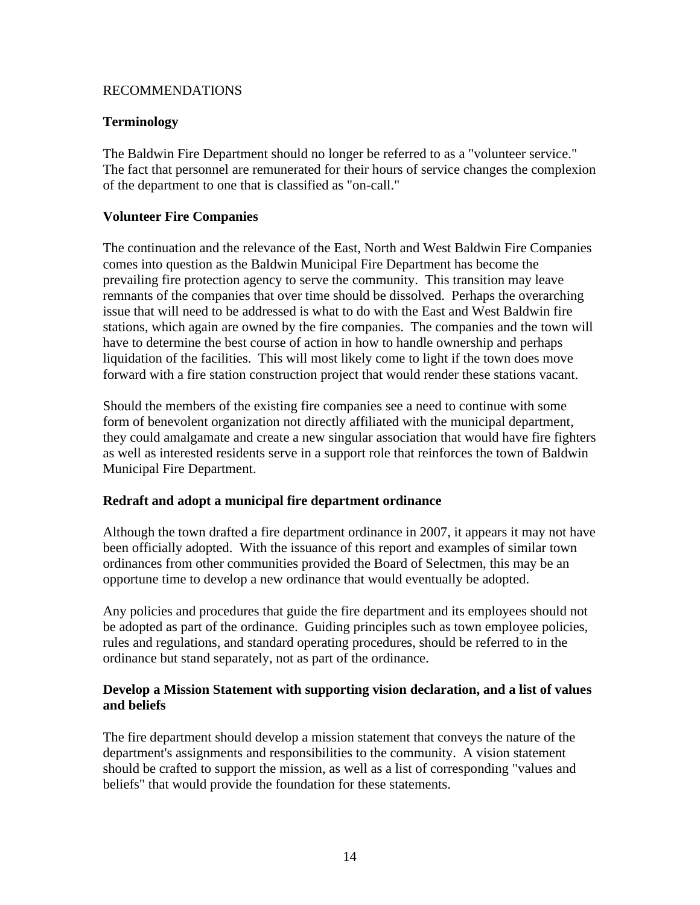RECOMMENDATIONS

## Terminology

The Baldwin Fire Department should no longer be referred to as a "volunteer service." The fact that personnel are remunerated for their hours of service changes the complexion of the department to one that is classified as "on-call."

## Volunteer Fire Companies

The continuation and the relevance of the East, North and West Baldwin Fire Companies comes into question as the Baldwin Municipal Fire Department has become the prevailing fire protection agency to serve the community. This transition may leave remnants of the companies that over time should be dissolved. Perhaps the overarching issue that will need to be addressed is what to do with the East and West Baldwin fire stations, which again are owned by the fire companies. The companies and the town will have to determine the best course of action in how to handle ownership and perhaps liquidation of the facilities. This will most likely come to light if the town does move forward with a fire station construction project that would render these stations vacant.

Should the members of the existing fire companies see a need to continue with some form of benevolent organization not directly affiliated with the municipal department, they could amalgamate and create a new singular association that would have fire fighters as well as interested residents serve in a support role that reinforces the town of Baldwin Municipal Fire Department.

## Redraft and adopt a municipal fire department ordinance

Although the town drafted a fire department ordinance in 2007, it appears it may not have been officially adopted. With the issuance of this report and examples of similar town ordinances from other communities provided the Board of Selectmen, this may be an opportune time to develop a new ordinance that would eventually be adopted.

Any policies and procedures that guide the fire department and its employees should not be adopted as part of the ordinance. Guiding principles such as town employee policies, rules and regulations, and standard operating procedures, should be referred to in the ordinance but stand separately, not as part of the ordinance.

## Develop a Mission Statement with supporting vision declaration, and a list of values and beliefs

The fire department should develop a mission statement that conveys the nature of the department's assignments and responsibilities to the community. A vision statement should be crafted to support the mission, as well as a list of corresponding "values and beliefs" that would provide the foundation for these statements.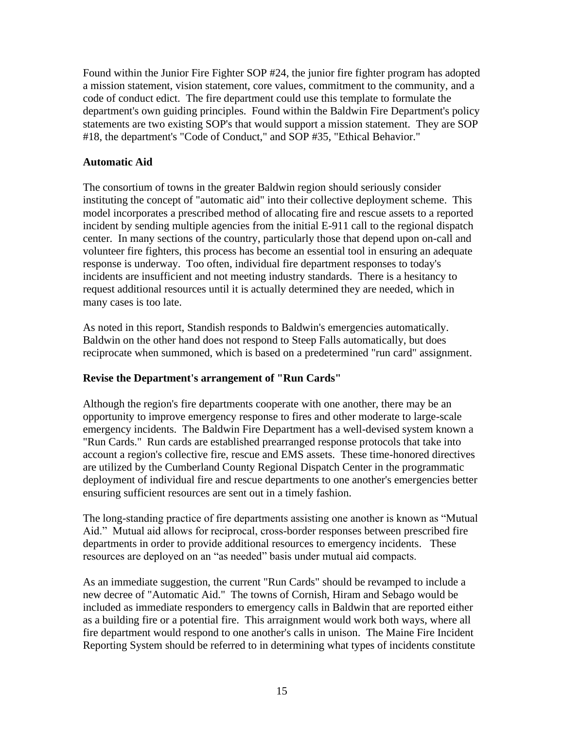Found within the Junior Fire Fighter SOP #24, the junior fire fighter program has adopted a mission statement, vision statement, core values, commitment to the community, and a code of conduct edict. The fire department could use this template to formulate the department's own guiding principles. Found within the Baldwin Fire Department's policy statements are two existing SOP's that would support a mission statement. They are SOP #18, the department's "Code of Conduct," and SOP #35, "Ethical Behavior."

**Automatic Aid**

The consortium of towns in the greater Baldwin region should seriously consider instituting the concept of "automatic aid" into their collective deployment scheme. This model incorporates a prescribed method of allocating fire and rescue assets to a reported incident by sending multiple agencies from the initial E-911 call to the regional dispatch center. In many sections of the country, particularly those that depend upon on-call and volunteer fire fighters, this process has become an essential tool in ensuring an adequate response is underway. Too often, individual fire department responses to today's incidents are insufficient and not meeting industry standards. There is a hesitancy to request additional resources until it is actually determined they are needed, which in many cases is too late.

As noted in this report, Standish responds to Baldwin's emergencies automatically. Baldwin on the other hand does not respond to Steep Falls automatically, but does reciprocate when summoned, which is based on a predetermined "run card" assignment.

**Revise the Department's arrangement of "Run Cards"**

Although the region's fire departments cooperate with one another, there may be an opportunity to improve emergency response to fires and other moderate to large-scale emergency incidents. The Baldwin Fire Department has a well-devised system known a "Run Cards." Run cards are established prearranged response protocols that take into account a region's collective fire, rescue and EMS assets. These time-honored directives are utilized by the Cumberland County Regional Dispatch Center in the programmatic deployment of individual fire and rescue departments to one another's emergencies better ensuring sufficient resources are sent out in a timely fashion.

The long-standing practice of fire departments assisting one another is known as "Mutual Aid." Mutual aid allows for reciprocal, cross-border responses between prescribed fire departments in order to provide additional resources to emergency incidents. These resources are deployed on an "as needed" basis under mutual aid compacts.

As an immediate suggestion, the current "Run Cards" should be revamped to include a new decree of "Automatic Aid." The towns of Cornish, Hiram and Sebago would be included as immediate responders to emergency calls in Baldwin that are reported either as a building fire or a potential fire. This arraignment would work both ways, where all fire department would respond to one another's calls in unison. The Maine Fire Incident Reporting System should be referred to in determining what types of incidents constitute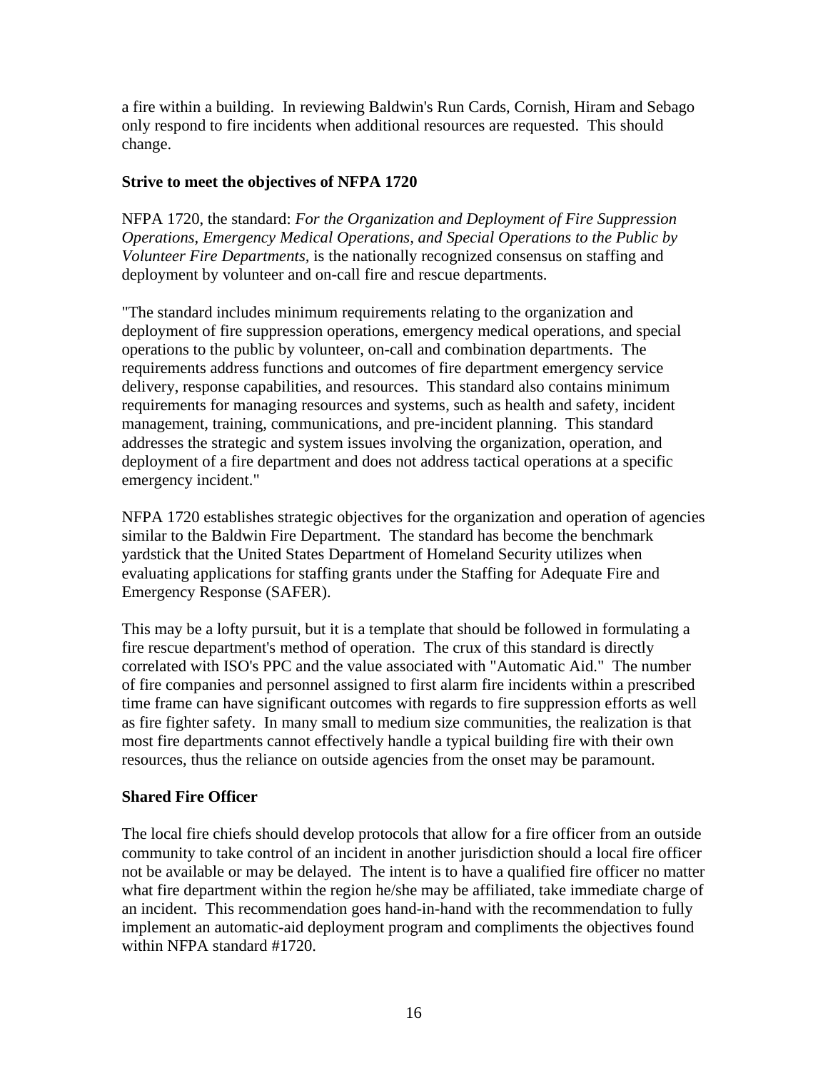a fire within a building. In reviewing Baldwin's Run Cards, Cornish, Hiram and Sebago only respond to fire incidents when additional resources are requested. This should change.

**Strive to meet the objectives of NFPA 1720**

NFPA 1720, the standard: *For the Organization and Deployment of Fire Suppression Operations, Emergency Medical Operations, and Special Operations to the Public by Volunteer Fire Departments,* is the nationally recognized consensus on staffing and deployment by volunteer and on-call fire and rescue departments.

"The standard includes minimum requirements relating to the organization and deployment of fire suppression operations, emergency medical operations, and special operations to the public by volunteer, on-call and combination departments. The requirements address functions and outcomes of fire department emergency service delivery, response capabilities, and resources. This standard also contains minimum requirements for managing resources and systems, such as health and safety, incident management, training, communications, and pre-incident planning. This standard addresses the strategic and system issues involving the organization, operation, and deployment of a fire department and does not address tactical operations at a specific emergency incident."

NFPA 1720 establishes strategic objectives for the organization and operation of agencies similar to the Baldwin Fire Department. The standard has become the benchmark yardstick that the United States Department of Homeland Security utilizes when evaluating applications for staffing grants under the Staffing for Adequate Fire and Emergency Response (SAFER).

This may be a lofty pursuit, but it is a template that should be followed in formulating a fire rescue department's method of operation. The crux of this standard is directly correlated with ISO's PPC and the value associated with "Automatic Aid." The number of fire companies and personnel assigned to first alarm fire incidents within a prescribed time frame can have significant outcomes with regards to fire suppression efforts as well as fire fighter safety. In many small to medium size communities, the realization is that most fire departments cannot effectively handle a typical building fire with their own resources, thus the reliance on outside agencies from the onset may be paramount.

**Shared Fire Officer**

The local fire chiefs should develop protocols that allow for a fire officer from an outside community to take control of an incident in another jurisdiction should a local fire officer not be available or may be delayed. The intent is to have a qualified fire officer no matter what fire department within the region he/she may be affiliated, take immediate charge of an incident. This recommendation goes hand-in-hand with the recommendation to fully implement an automatic-aid deployment program and compliments the objectives found within NFPA standard #1720.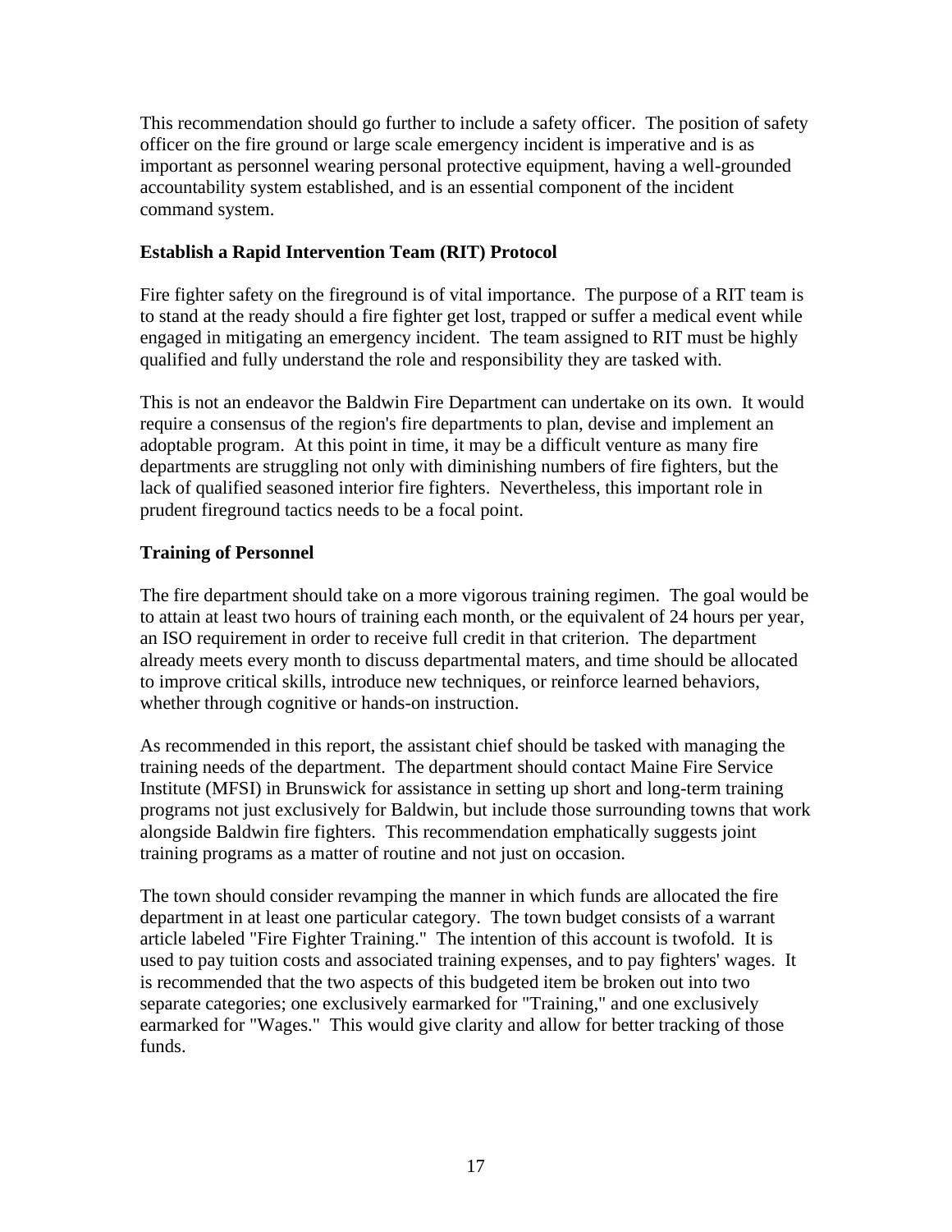This recommendation should go further to include a safety officer. The position of safety officer on the fire ground or large scale emergency incident is imperative and is as important as personnel wearing personal protective equipment, having a well-grounded accountability system established, and is an essential component of the incident command system.

**Establish a Rapid Intervention Team (RIT) Protocol**

Fire fighter safety on the fireground is of vital importance. The purpose of a RIT team is to stand at the ready should a fire fighter get lost, trapped or suffer a medical event while engaged in mitigating an emergency incident. The team assigned to RIT must be highly qualified and fully understand the role and responsibility they are tasked with.

This is not an endeavor the Baldwin Fire Department can undertake on its own. It would require a consensus of the region's fire departments to plan, devise and implement an adoptable program. At this point in time, it may be a difficult venture as many fire departments are struggling not only with diminishing numbers of fire fighters, but the lack of qualified seasoned interior fire fighters. Nevertheless, this important role in prudent fireground tactics needs to be a focal point.

**Training of Personnel**

The fire department should take on a more vigorous training regimen. The goal would be to attain at least two hours of training each month, or the equivalent of 24 hours per year, an ISO requirement in order to receive full credit in that criterion. The department already meets every month to discuss departmental maters, and time should be allocated to improve critical skills, introduce new techniques, or reinforce learned behaviors, whether through cognitive or hands-on instruction.

As recommended in this report, the assistant chief should be tasked with managing the training needs of the department. The department should contact Maine Fire Service Institute (MFSI) in Brunswick for assistance in setting up short and long-term training programs not just exclusively for Baldwin, but include those surrounding towns that work alongside Baldwin fire fighters. This recommendation emphatically suggests joint training programs as a matter of routine and not just on occasion.

The town should consider revamping the manner in which funds are allocated the fire department in at least one particular category. The town budget consists of a warrant article labeled "Fire Fighter Training." The intention of this account is twofold. It is used to pay tuition costs and associated training expenses, and to pay fighters' wages. It is recommended that the two aspects of this budgeted item be broken out into two separate categories; one exclusively earmarked for "Training," and one exclusively earmarked for "Wages." This would give clarity and allow for better tracking of those funds.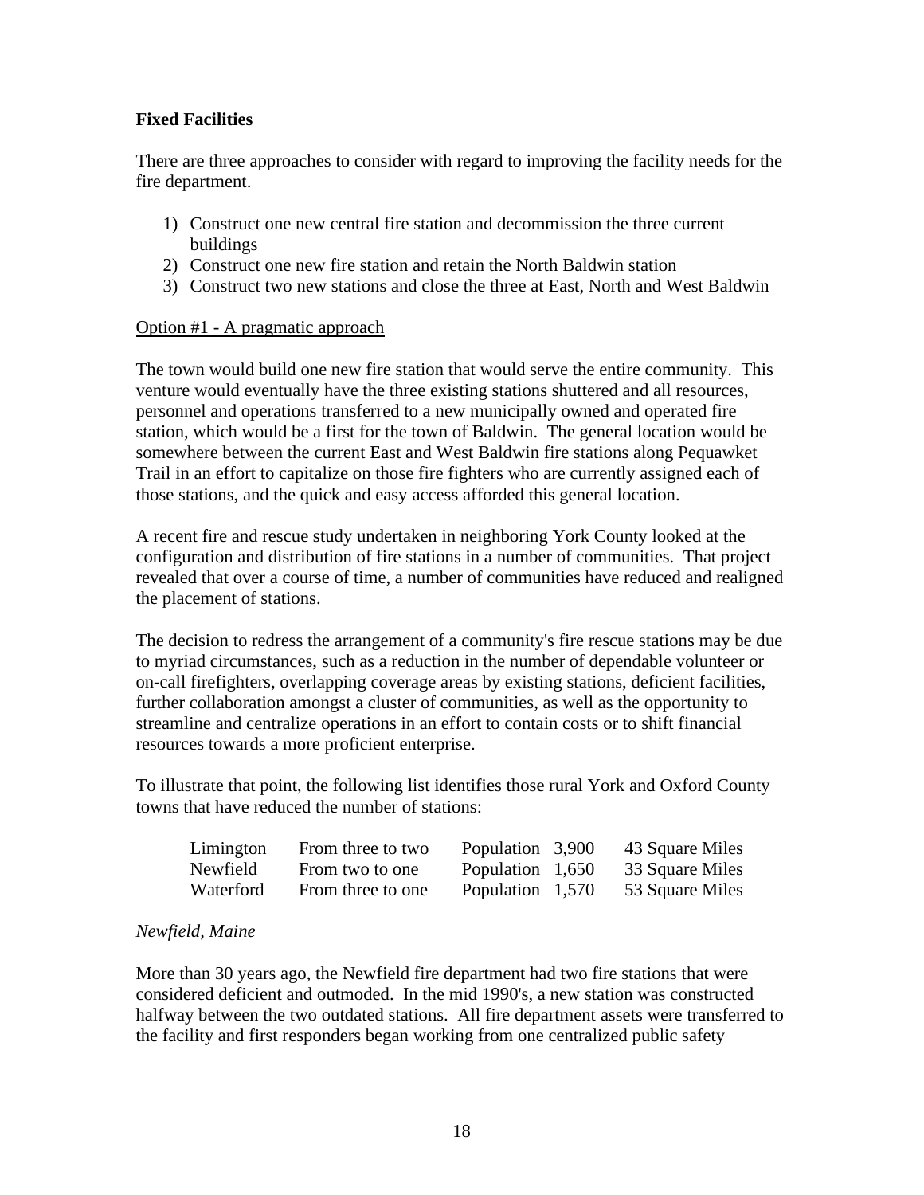**Fixed Facilities**

There are three approaches to consider with regard to improving the facility needs for the fire department.

1) Construct one new central fire station and decommission the three current buildings
2) Construct one new fire station and retain the North Baldwin station
3) Construct two new stations and close the three at East, North and West Baldwin

<u>Option #1 - A pragmatic approach</u>

The town would build one new fire station that would serve the entire community. This venture would eventually have the three existing stations shuttered and all resources, personnel and operations transferred to a new municipally owned and operated fire station, which would be a first for the town of Baldwin. The general location would be somewhere between the current East and West Baldwin fire stations along Pequawket Trail in an effort to capitalize on those fire fighters who are currently assigned each of those stations, and the quick and easy access afforded this general location.

A recent fire and rescue study undertaken in neighboring York County looked at the configuration and distribution of fire stations in a number of communities. That project revealed that over a course of time, a number of communities have reduced and realigned the placement of stations.

The decision to redress the arrangement of a community's fire rescue stations may be due to myriad circumstances, such as a reduction in the number of dependable volunteer or on-call firefighters, overlapping coverage areas by existing stations, deficient facilities, further collaboration amongst a cluster of communities, as well as the opportunity to streamline and centralize operations in an effort to contain costs or to shift financial resources towards a more proficient enterprise.

To illustrate that point, the following list identifies those rural York and Oxford County towns that have reduced the number of stations:

| | | | |
|---|---|---|---|
| Limington | From three to two | Population 3,900 | 43 Square Miles |
| Newfield | From two to one | Population 1,650 | 33 Square Miles |
| Waterford | From three to one | Population 1,570 | 53 Square Miles |

*Newfield, Maine*

More than 30 years ago, the Newfield fire department had two fire stations that were considered deficient and outmoded. In the mid 1990's, a new station was constructed halfway between the two outdated stations. All fire department assets were transferred to the facility and first responders began working from one centralized public safety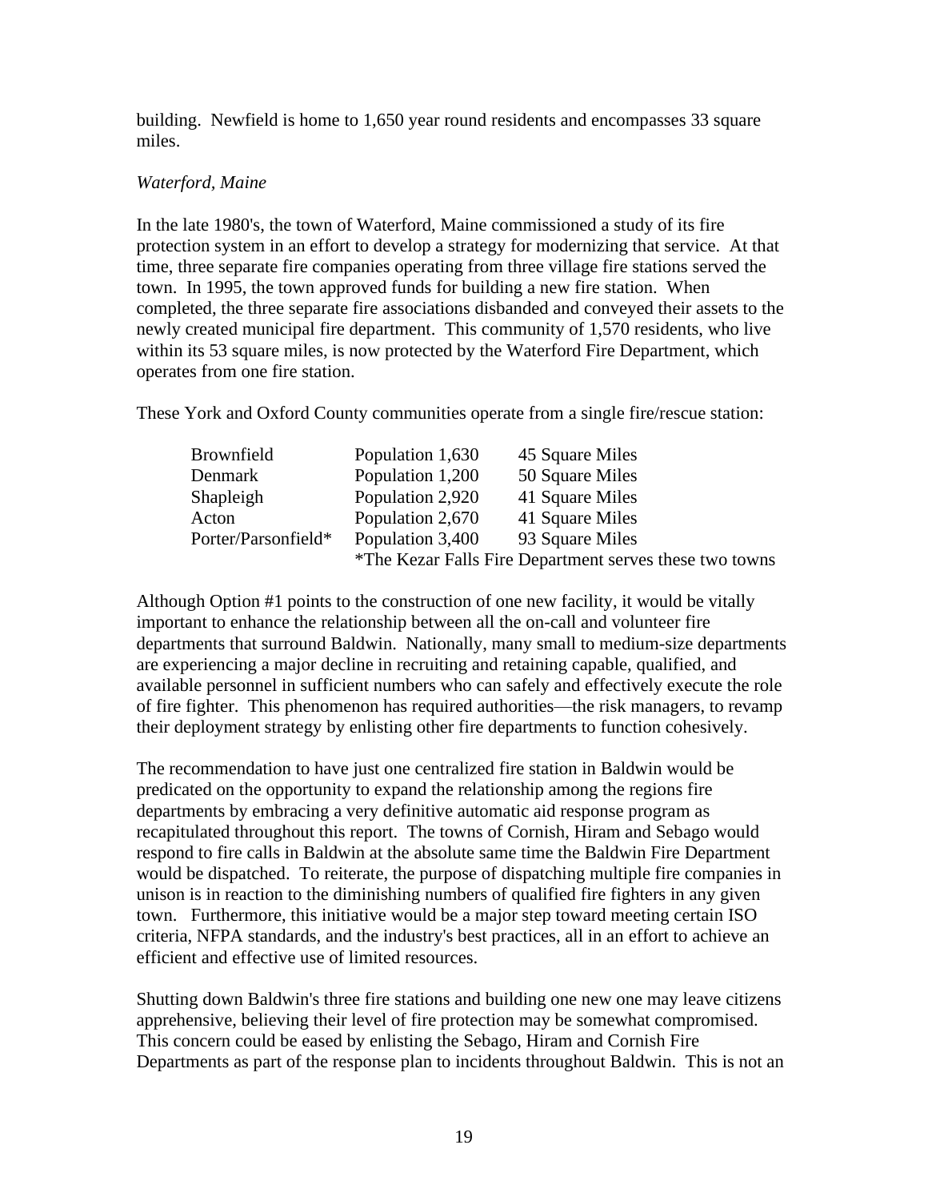building. Newfield is home to 1,650 year round residents and encompasses 33 square miles.

*Waterford, Maine*

In the late 1980's, the town of Waterford, Maine commissioned a study of its fire protection system in an effort to develop a strategy for modernizing that service. At that time, three separate fire companies operating from three village fire stations served the town. In 1995, the town approved funds for building a new fire station. When completed, the three separate fire associations disbanded and conveyed their assets to the newly created municipal fire department. This community of 1,570 residents, who live within its 53 square miles, is now protected by the Waterford Fire Department, which operates from one fire station.

These York and Oxford County communities operate from a single fire/rescue station:

| | | |
|---|---|---|
| Brownfield | Population 1,630 | 45 Square Miles |
| Denmark | Population 1,200 | 50 Square Miles |
| Shapleigh | Population 2,920 | 41 Square Miles |
| Acton | Population 2,670 | 41 Square Miles |
| Porter/Parsonfield* | Population 3,400 | 93 Square Miles |

*The Kezar Falls Fire Department serves these two towns

Although Option #1 points to the construction of one new facility, it would be vitally important to enhance the relationship between all the on-call and volunteer fire departments that surround Baldwin. Nationally, many small to medium-size departments are experiencing a major decline in recruiting and retaining capable, qualified, and available personnel in sufficient numbers who can safely and effectively execute the role of fire fighter. This phenomenon has required authorities—the risk managers, to revamp their deployment strategy by enlisting other fire departments to function cohesively.

The recommendation to have just one centralized fire station in Baldwin would be predicated on the opportunity to expand the relationship among the regions fire departments by embracing a very definitive automatic aid response program as recapitulated throughout this report. The towns of Cornish, Hiram and Sebago would respond to fire calls in Baldwin at the absolute same time the Baldwin Fire Department would be dispatched. To reiterate, the purpose of dispatching multiple fire companies in unison is in reaction to the diminishing numbers of qualified fire fighters in any given town. Furthermore, this initiative would be a major step toward meeting certain ISO criteria, NFPA standards, and the industry's best practices, all in an effort to achieve an efficient and effective use of limited resources.

Shutting down Baldwin's three fire stations and building one new one may leave citizens apprehensive, believing their level of fire protection may be somewhat compromised. This concern could be eased by enlisting the Sebago, Hiram and Cornish Fire Departments as part of the response plan to incidents throughout Baldwin. This is not an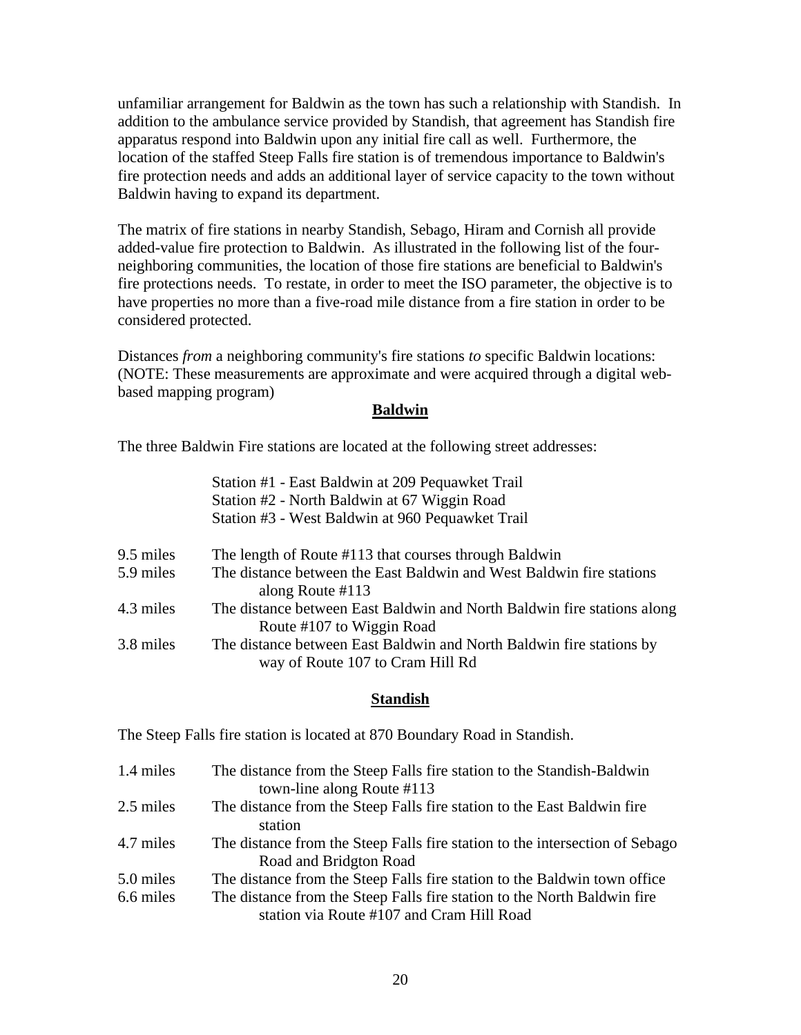unfamiliar arrangement for Baldwin as the town has such a relationship with Standish. In addition to the ambulance service provided by Standish, that agreement has Standish fire apparatus respond into Baldwin upon any initial fire call as well. Furthermore, the location of the staffed Steep Falls fire station is of tremendous importance to Baldwin's fire protection needs and adds an additional layer of service capacity to the town without Baldwin having to expand its department.

The matrix of fire stations in nearby Standish, Sebago, Hiram and Cornish all provide added-value fire protection to Baldwin. As illustrated in the following list of the four-neighboring communities, the location of those fire stations are beneficial to Baldwin's fire protections needs. To restate, in order to meet the ISO parameter, the objective is to have properties no more than a five-road mile distance from a fire station in order to be considered protected.

Distances *from* a neighboring community's fire stations *to* specific Baldwin locations: (NOTE: These measurements are approximate and were acquired through a digital web-based mapping program)

**Baldwin**

The three Baldwin Fire stations are located at the following street addresses:

Station #1 - East Baldwin at 209 Pequawket Trail
Station #2 - North Baldwin at 67 Wiggin Road
Station #3 - West Baldwin at 960 Pequawket Trail

| | |
|---|---|
| 9.5 miles | The length of Route #113 that courses through Baldwin |
| 5.9 miles | The distance between the East Baldwin and West Baldwin fire stations along Route #113 |
| 4.3 miles | The distance between East Baldwin and North Baldwin fire stations along Route #107 to Wiggin Road |
| 3.8 miles | The distance between East Baldwin and North Baldwin fire stations by way of Route 107 to Cram Hill Rd |

**Standish**

The Steep Falls fire station is located at 870 Boundary Road in Standish.

| | |
|---|---|
| 1.4 miles | The distance from the Steep Falls fire station to the Standish-Baldwin town-line along Route #113 |
| 2.5 miles | The distance from the Steep Falls fire station to the East Baldwin fire station |
| 4.7 miles | The distance from the Steep Falls fire station to the intersection of Sebago Road and Bridgton Road |
| 5.0 miles | The distance from the Steep Falls fire station to the Baldwin town office |
| 6.6 miles | The distance from the Steep Falls fire station to the North Baldwin fire station via Route #107 and Cram Hill Road |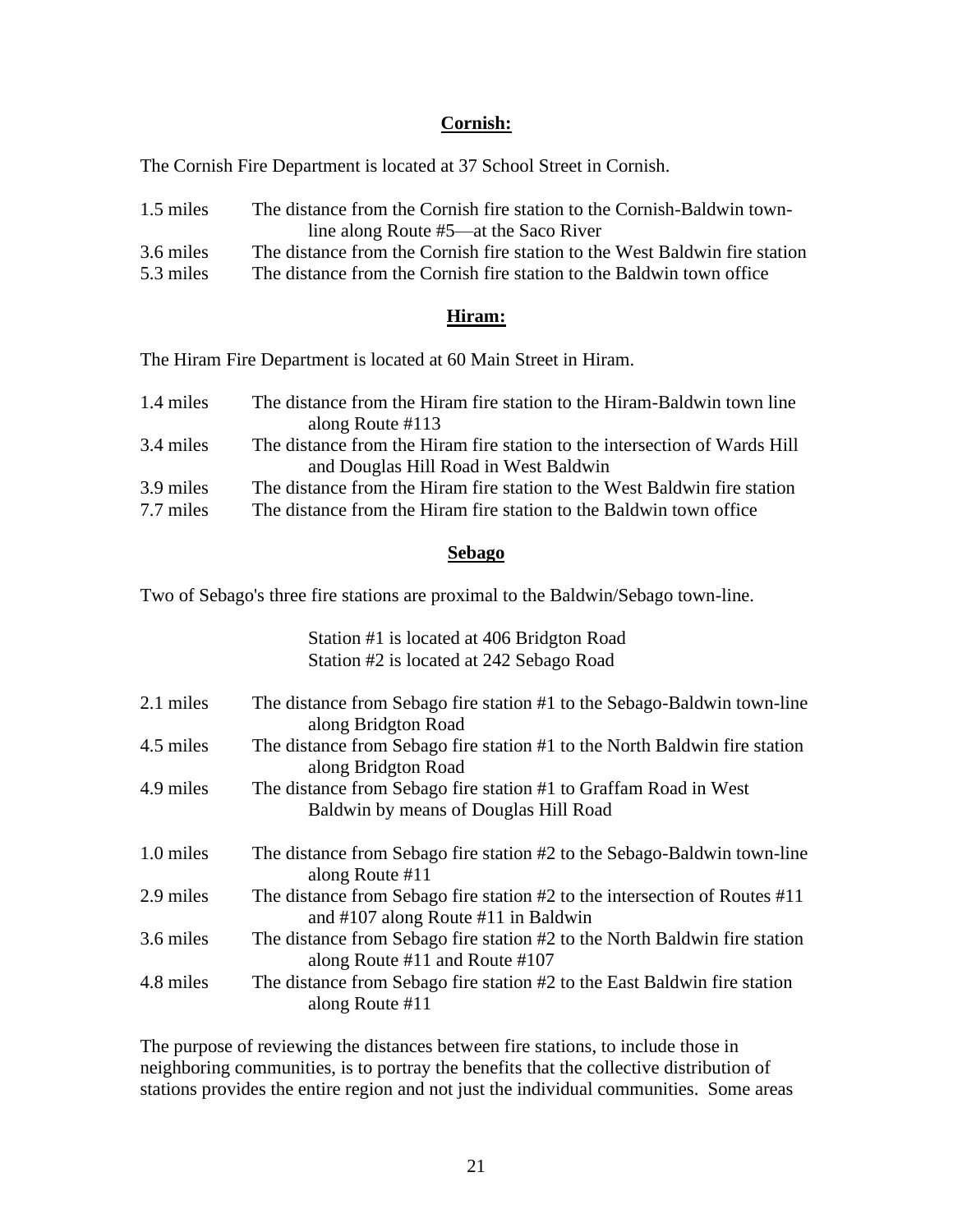## Cornish:

The Cornish Fire Department is located at 37 School Street in Cornish.

| | |
|---|---|
| 1.5 miles | The distance from the Cornish fire station to the Cornish-Baldwin town-line along Route #5—at the Saco River |
| 3.6 miles | The distance from the Cornish fire station to the West Baldwin fire station |
| 5.3 miles | The distance from the Cornish fire station to the Baldwin town office |

## Hiram:

The Hiram Fire Department is located at 60 Main Street in Hiram.

| | |
|---|---|
| 1.4 miles | The distance from the Hiram fire station to the Hiram-Baldwin town line along Route #113 |
| 3.4 miles | The distance from the Hiram fire station to the intersection of Wards Hill and Douglas Hill Road in West Baldwin |
| 3.9 miles | The distance from the Hiram fire station to the West Baldwin fire station |
| 7.7 miles | The distance from the Hiram fire station to the Baldwin town office |

## Sebago

Two of Sebago's three fire stations are proximal to the Baldwin/Sebago town-line.

Station #1 is located at 406 Bridgton Road
Station #2 is located at 242 Sebago Road

| | |
|---|---|
| 2.1 miles | The distance from Sebago fire station #1 to the Sebago-Baldwin town-line along Bridgton Road |
| 4.5 miles | The distance from Sebago fire station #1 to the North Baldwin fire station along Bridgton Road |
| 4.9 miles | The distance from Sebago fire station #1 to Graffam Road in West Baldwin by means of Douglas Hill Road |
| 1.0 miles | The distance from Sebago fire station #2 to the Sebago-Baldwin town-line along Route #11 |
| 2.9 miles | The distance from Sebago fire station #2 to the intersection of Routes #11 and #107 along Route #11 in Baldwin |
| 3.6 miles | The distance from Sebago fire station #2 to the North Baldwin fire station along Route #11 and Route #107 |
| 4.8 miles | The distance from Sebago fire station #2 to the East Baldwin fire station along Route #11 |

The purpose of reviewing the distances between fire stations, to include those in neighboring communities, is to portray the benefits that the collective distribution of stations provides the entire region and not just the individual communities. Some areas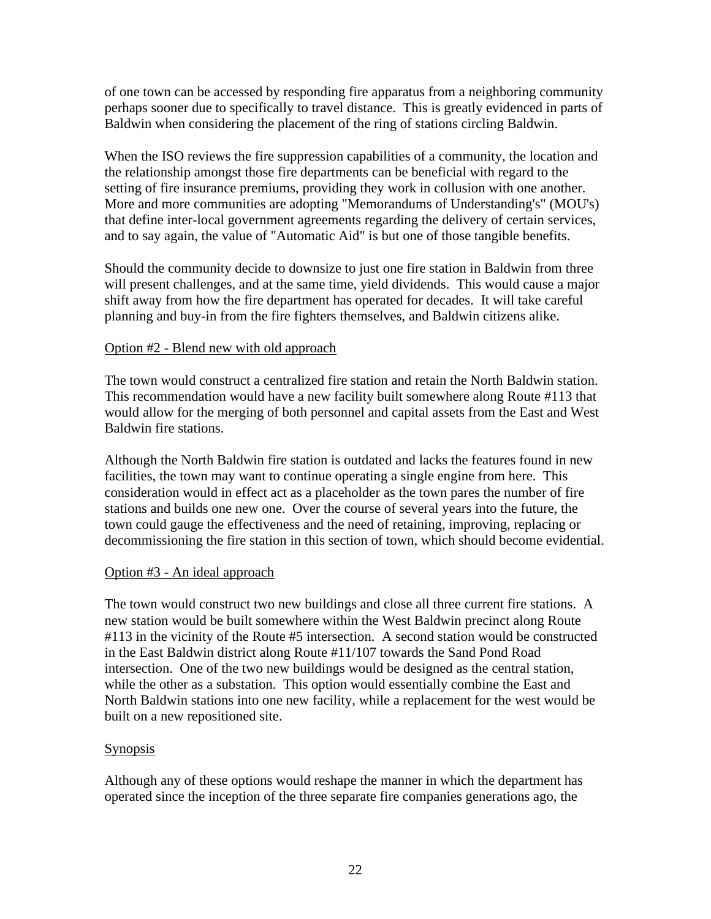of one town can be accessed by responding fire apparatus from a neighboring community perhaps sooner due to specifically to travel distance. This is greatly evidenced in parts of Baldwin when considering the placement of the ring of stations circling Baldwin.

When the ISO reviews the fire suppression capabilities of a community, the location and the relationship amongst those fire departments can be beneficial with regard to the setting of fire insurance premiums, providing they work in collusion with one another. More and more communities are adopting "Memorandums of Understanding's" (MOU's) that define inter-local government agreements regarding the delivery of certain services, and to say again, the value of "Automatic Aid" is but one of those tangible benefits.

Should the community decide to downsize to just one fire station in Baldwin from three will present challenges, and at the same time, yield dividends. This would cause a major shift away from how the fire department has operated for decades. It will take careful planning and buy-in from the fire fighters themselves, and Baldwin citizens alike.

Option #2 - Blend new with old approach

The town would construct a centralized fire station and retain the North Baldwin station. This recommendation would have a new facility built somewhere along Route #113 that would allow for the merging of both personnel and capital assets from the East and West Baldwin fire stations.

Although the North Baldwin fire station is outdated and lacks the features found in new facilities, the town may want to continue operating a single engine from here. This consideration would in effect act as a placeholder as the town pares the number of fire stations and builds one new one. Over the course of several years into the future, the town could gauge the effectiveness and the need of retaining, improving, replacing or decommissioning the fire station in this section of town, which should become evidential.

Option #3 - An ideal approach

The town would construct two new buildings and close all three current fire stations. A new station would be built somewhere within the West Baldwin precinct along Route #113 in the vicinity of the Route #5 intersection. A second station would be constructed in the East Baldwin district along Route #11/107 towards the Sand Pond Road intersection. One of the two new buildings would be designed as the central station, while the other as a substation. This option would essentially combine the East and North Baldwin stations into one new facility, while a replacement for the west would be built on a new repositioned site.

Synopsis

Although any of these options would reshape the manner in which the department has operated since the inception of the three separate fire companies generations ago, the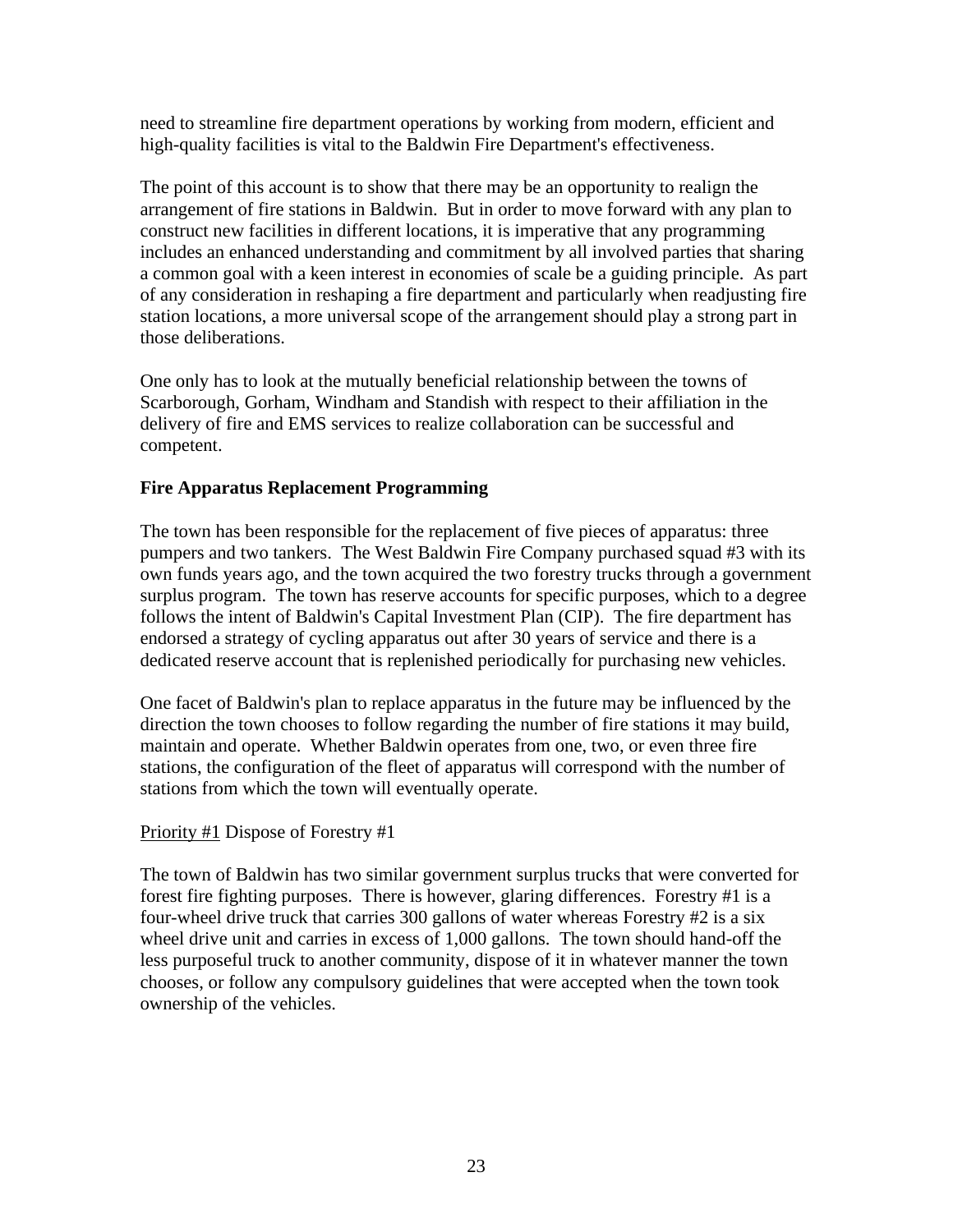need to streamline fire department operations by working from modern, efficient and high-quality facilities is vital to the Baldwin Fire Department's effectiveness.

The point of this account is to show that there may be an opportunity to realign the arrangement of fire stations in Baldwin. But in order to move forward with any plan to construct new facilities in different locations, it is imperative that any programming includes an enhanced understanding and commitment by all involved parties that sharing a common goal with a keen interest in economies of scale be a guiding principle. As part of any consideration in reshaping a fire department and particularly when readjusting fire station locations, a more universal scope of the arrangement should play a strong part in those deliberations.

One only has to look at the mutually beneficial relationship between the towns of Scarborough, Gorham, Windham and Standish with respect to their affiliation in the delivery of fire and EMS services to realize collaboration can be successful and competent.

**Fire Apparatus Replacement Programming**

The town has been responsible for the replacement of five pieces of apparatus: three pumpers and two tankers. The West Baldwin Fire Company purchased squad #3 with its own funds years ago, and the town acquired the two forestry trucks through a government surplus program. The town has reserve accounts for specific purposes, which to a degree follows the intent of Baldwin's Capital Investment Plan (CIP). The fire department has endorsed a strategy of cycling apparatus out after 30 years of service and there is a dedicated reserve account that is replenished periodically for purchasing new vehicles.

One facet of Baldwin's plan to replace apparatus in the future may be influenced by the direction the town chooses to follow regarding the number of fire stations it may build, maintain and operate. Whether Baldwin operates from one, two, or even three fire stations, the configuration of the fleet of apparatus will correspond with the number of stations from which the town will eventually operate.

<u>Priority #1</u> Dispose of Forestry #1

The town of Baldwin has two similar government surplus trucks that were converted for forest fire fighting purposes. There is however, glaring differences. Forestry #1 is a four-wheel drive truck that carries 300 gallons of water whereas Forestry #2 is a six wheel drive unit and carries in excess of 1,000 gallons. The town should hand-off the less purposeful truck to another community, dispose of it in whatever manner the town chooses, or follow any compulsory guidelines that were accepted when the town took ownership of the vehicles.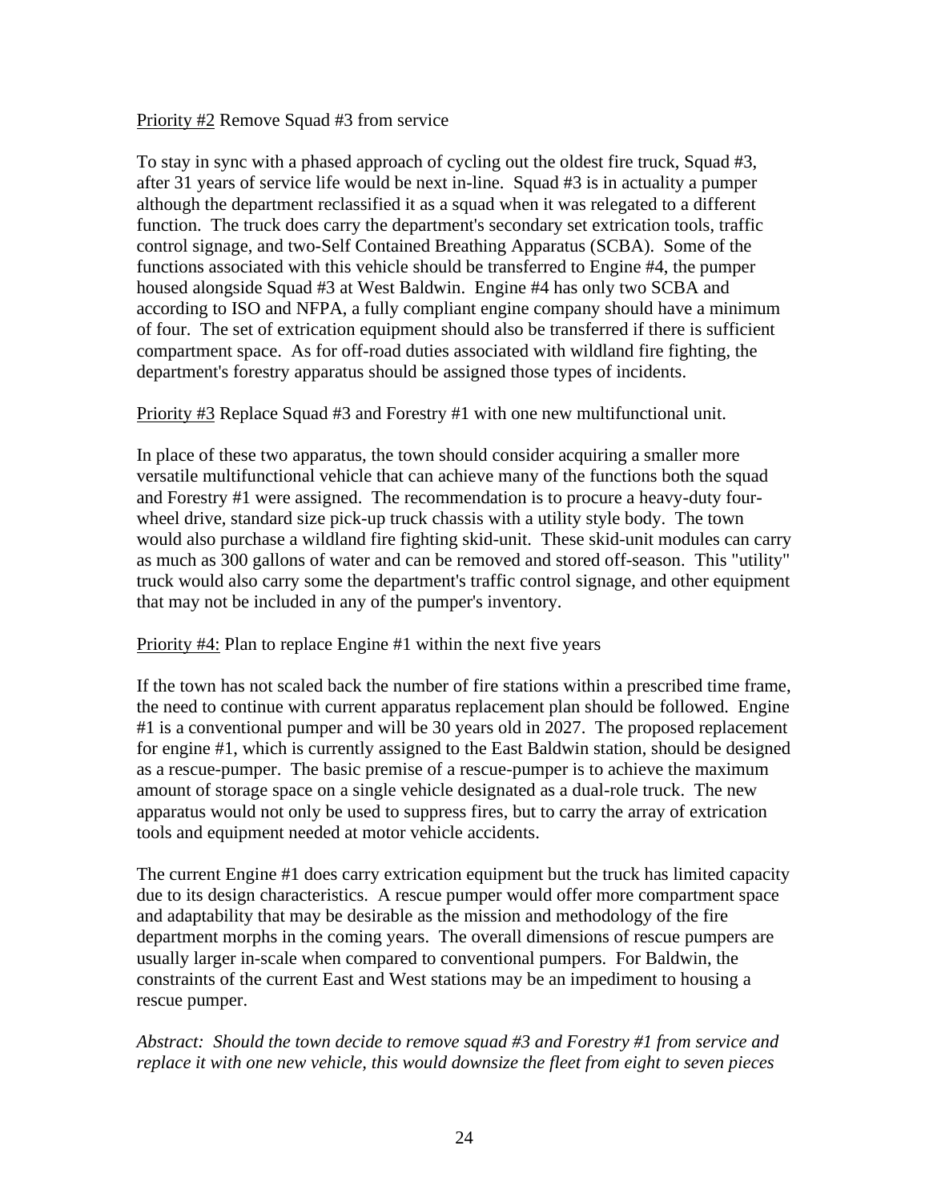<u>Priority #2</u> Remove Squad #3 from service

To stay in sync with a phased approach of cycling out the oldest fire truck, Squad #3, after 31 years of service life would be next in-line. Squad #3 is in actuality a pumper although the department reclassified it as a squad when it was relegated to a different function. The truck does carry the department's secondary set extrication tools, traffic control signage, and two-Self Contained Breathing Apparatus (SCBA). Some of the functions associated with this vehicle should be transferred to Engine #4, the pumper housed alongside Squad #3 at West Baldwin. Engine #4 has only two SCBA and according to ISO and NFPA, a fully compliant engine company should have a minimum of four. The set of extrication equipment should also be transferred if there is sufficient compartment space. As for off-road duties associated with wildland fire fighting, the department's forestry apparatus should be assigned those types of incidents.

<u>Priority #3</u> Replace Squad #3 and Forestry #1 with one new multifunctional unit.

In place of these two apparatus, the town should consider acquiring a smaller more versatile multifunctional vehicle that can achieve many of the functions both the squad and Forestry #1 were assigned. The recommendation is to procure a heavy-duty four-wheel drive, standard size pick-up truck chassis with a utility style body. The town would also purchase a wildland fire fighting skid-unit. These skid-unit modules can carry as much as 300 gallons of water and can be removed and stored off-season. This "utility" truck would also carry some the department's traffic control signage, and other equipment that may not be included in any of the pumper's inventory.

<u>Priority #4:</u> Plan to replace Engine #1 within the next five years

If the town has not scaled back the number of fire stations within a prescribed time frame, the need to continue with current apparatus replacement plan should be followed. Engine #1 is a conventional pumper and will be 30 years old in 2027. The proposed replacement for engine #1, which is currently assigned to the East Baldwin station, should be designed as a rescue-pumper. The basic premise of a rescue-pumper is to achieve the maximum amount of storage space on a single vehicle designated as a dual-role truck. The new apparatus would not only be used to suppress fires, but to carry the array of extrication tools and equipment needed at motor vehicle accidents.

The current Engine #1 does carry extrication equipment but the truck has limited capacity due to its design characteristics. A rescue pumper would offer more compartment space and adaptability that may be desirable as the mission and methodology of the fire department morphs in the coming years. The overall dimensions of rescue pumpers are usually larger in-scale when compared to conventional pumpers. For Baldwin, the constraints of the current East and West stations may be an impediment to housing a rescue pumper.

*Abstract: Should the town decide to remove squad #3 and Forestry #1 from service and replace it with one new vehicle, this would downsize the fleet from eight to seven pieces*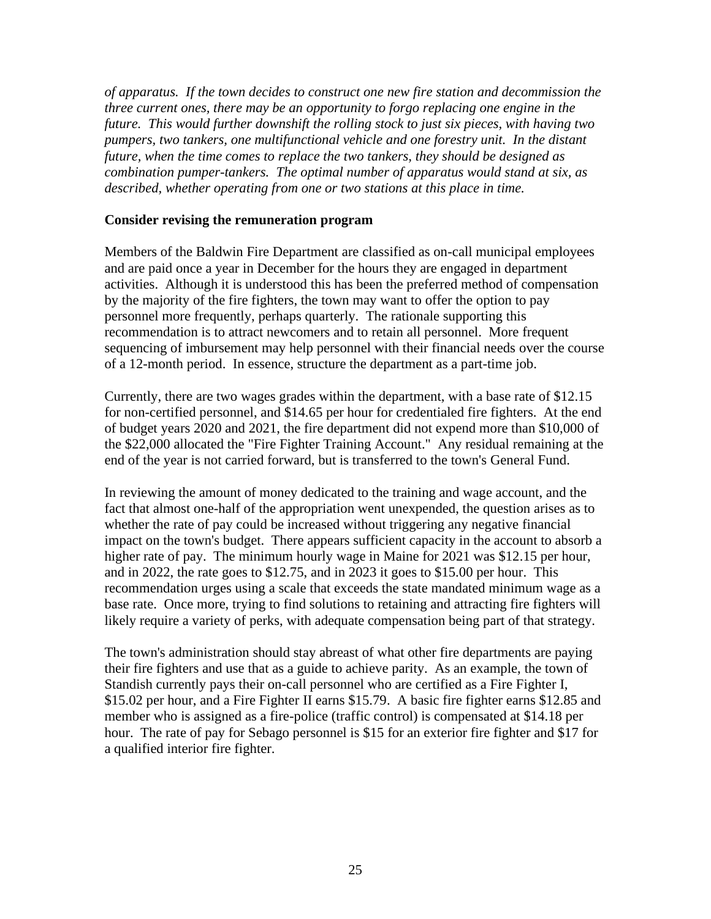*of apparatus. If the town decides to construct one new fire station and decommission the three current ones, there may be an opportunity to forgo replacing one engine in the future. This would further downshift the rolling stock to just six pieces, with having two pumpers, two tankers, one multifunctional vehicle and one forestry unit. In the distant future, when the time comes to replace the two tankers, they should be designed as combination pumper-tankers. The optimal number of apparatus would stand at six, as described, whether operating from one or two stations at this place in time.*

**Consider revising the remuneration program**

Members of the Baldwin Fire Department are classified as on-call municipal employees and are paid once a year in December for the hours they are engaged in department activities. Although it is understood this has been the preferred method of compensation by the majority of the fire fighters, the town may want to offer the option to pay personnel more frequently, perhaps quarterly. The rationale supporting this recommendation is to attract newcomers and to retain all personnel. More frequent sequencing of imbursement may help personnel with their financial needs over the course of a 12-month period. In essence, structure the department as a part-time job.

Currently, there are two wages grades within the department, with a base rate of $12.15 for non-certified personnel, and $14.65 per hour for credentialed fire fighters. At the end of budget years 2020 and 2021, the fire department did not expend more than $10,000 of the $22,000 allocated the "Fire Fighter Training Account." Any residual remaining at the end of the year is not carried forward, but is transferred to the town's General Fund.

In reviewing the amount of money dedicated to the training and wage account, and the fact that almost one-half of the appropriation went unexpended, the question arises as to whether the rate of pay could be increased without triggering any negative financial impact on the town's budget. There appears sufficient capacity in the account to absorb a higher rate of pay. The minimum hourly wage in Maine for 2021 was $12.15 per hour, and in 2022, the rate goes to $12.75, and in 2023 it goes to $15.00 per hour. This recommendation urges using a scale that exceeds the state mandated minimum wage as a base rate. Once more, trying to find solutions to retaining and attracting fire fighters will likely require a variety of perks, with adequate compensation being part of that strategy.

The town's administration should stay abreast of what other fire departments are paying their fire fighters and use that as a guide to achieve parity. As an example, the town of Standish currently pays their on-call personnel who are certified as a Fire Fighter I, $15.02 per hour, and a Fire Fighter II earns $15.79. A basic fire fighter earns $12.85 and member who is assigned as a fire-police (traffic control) is compensated at $14.18 per hour. The rate of pay for Sebago personnel is $15 for an exterior fire fighter and $17 for a qualified interior fire fighter.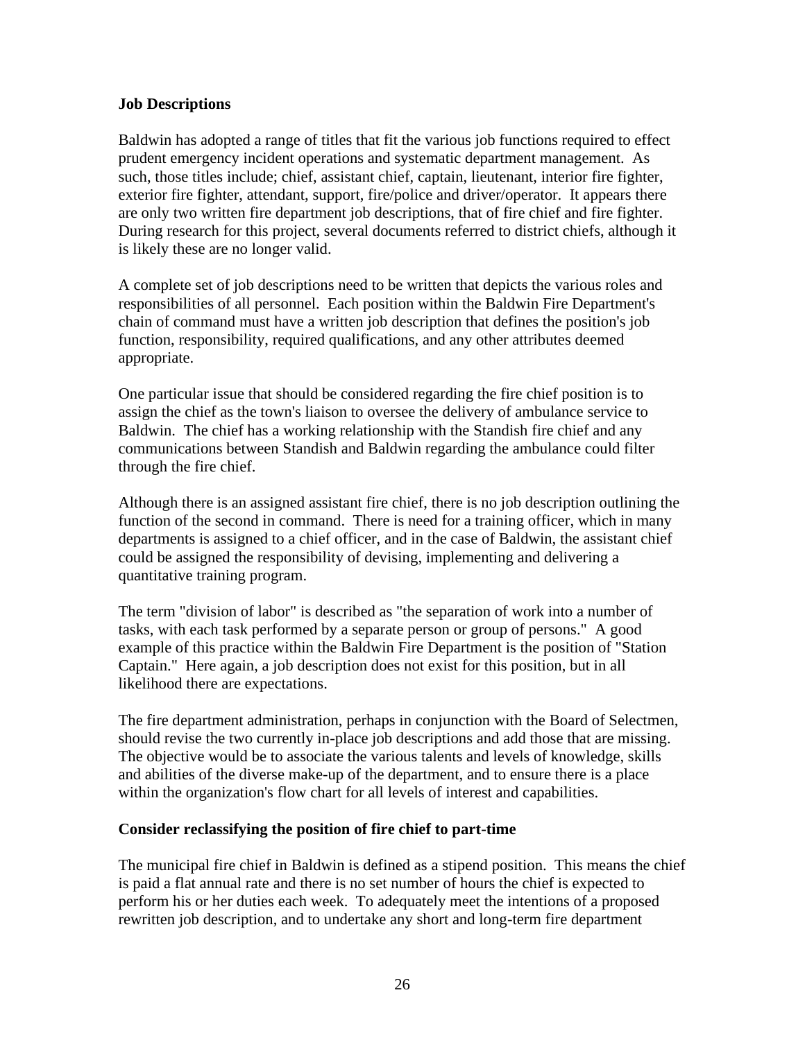**Job Descriptions**

Baldwin has adopted a range of titles that fit the various job functions required to effect prudent emergency incident operations and systematic department management. As such, those titles include; chief, assistant chief, captain, lieutenant, interior fire fighter, exterior fire fighter, attendant, support, fire/police and driver/operator. It appears there are only two written fire department job descriptions, that of fire chief and fire fighter. During research for this project, several documents referred to district chiefs, although it is likely these are no longer valid.

A complete set of job descriptions need to be written that depicts the various roles and responsibilities of all personnel. Each position within the Baldwin Fire Department's chain of command must have a written job description that defines the position's job function, responsibility, required qualifications, and any other attributes deemed appropriate.

One particular issue that should be considered regarding the fire chief position is to assign the chief as the town's liaison to oversee the delivery of ambulance service to Baldwin. The chief has a working relationship with the Standish fire chief and any communications between Standish and Baldwin regarding the ambulance could filter through the fire chief.

Although there is an assigned assistant fire chief, there is no job description outlining the function of the second in command. There is need for a training officer, which in many departments is assigned to a chief officer, and in the case of Baldwin, the assistant chief could be assigned the responsibility of devising, implementing and delivering a quantitative training program.

The term "division of labor" is described as "the separation of work into a number of tasks, with each task performed by a separate person or group of persons." A good example of this practice within the Baldwin Fire Department is the position of "Station Captain." Here again, a job description does not exist for this position, but in all likelihood there are expectations.

The fire department administration, perhaps in conjunction with the Board of Selectmen, should revise the two currently in-place job descriptions and add those that are missing. The objective would be to associate the various talents and levels of knowledge, skills and abilities of the diverse make-up of the department, and to ensure there is a place within the organization's flow chart for all levels of interest and capabilities.

**Consider reclassifying the position of fire chief to part-time**

The municipal fire chief in Baldwin is defined as a stipend position. This means the chief is paid a flat annual rate and there is no set number of hours the chief is expected to perform his or her duties each week. To adequately meet the intentions of a proposed rewritten job description, and to undertake any short and long-term fire department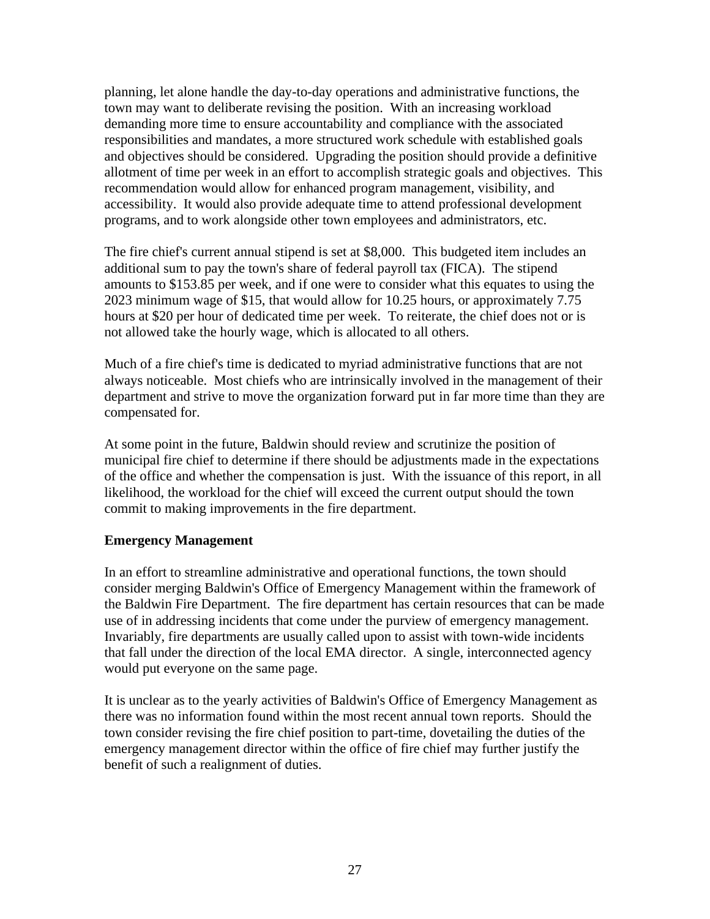planning, let alone handle the day-to-day operations and administrative functions, the town may want to deliberate revising the position. With an increasing workload demanding more time to ensure accountability and compliance with the associated responsibilities and mandates, a more structured work schedule with established goals and objectives should be considered. Upgrading the position should provide a definitive allotment of time per week in an effort to accomplish strategic goals and objectives. This recommendation would allow for enhanced program management, visibility, and accessibility. It would also provide adequate time to attend professional development programs, and to work alongside other town employees and administrators, etc.

The fire chief's current annual stipend is set at $8,000. This budgeted item includes an additional sum to pay the town's share of federal payroll tax (FICA). The stipend amounts to $153.85 per week, and if one were to consider what this equates to using the 2023 minimum wage of $15, that would allow for 10.25 hours, or approximately 7.75 hours at $20 per hour of dedicated time per week. To reiterate, the chief does not or is not allowed take the hourly wage, which is allocated to all others.

Much of a fire chief's time is dedicated to myriad administrative functions that are not always noticeable. Most chiefs who are intrinsically involved in the management of their department and strive to move the organization forward put in far more time than they are compensated for.

At some point in the future, Baldwin should review and scrutinize the position of municipal fire chief to determine if there should be adjustments made in the expectations of the office and whether the compensation is just. With the issuance of this report, in all likelihood, the workload for the chief will exceed the current output should the town commit to making improvements in the fire department.

**Emergency Management**

In an effort to streamline administrative and operational functions, the town should consider merging Baldwin's Office of Emergency Management within the framework of the Baldwin Fire Department. The fire department has certain resources that can be made use of in addressing incidents that come under the purview of emergency management. Invariably, fire departments are usually called upon to assist with town-wide incidents that fall under the direction of the local EMA director. A single, interconnected agency would put everyone on the same page.

It is unclear as to the yearly activities of Baldwin's Office of Emergency Management as there was no information found within the most recent annual town reports. Should the town consider revising the fire chief position to part-time, dovetailing the duties of the emergency management director within the office of fire chief may further justify the benefit of such a realignment of duties.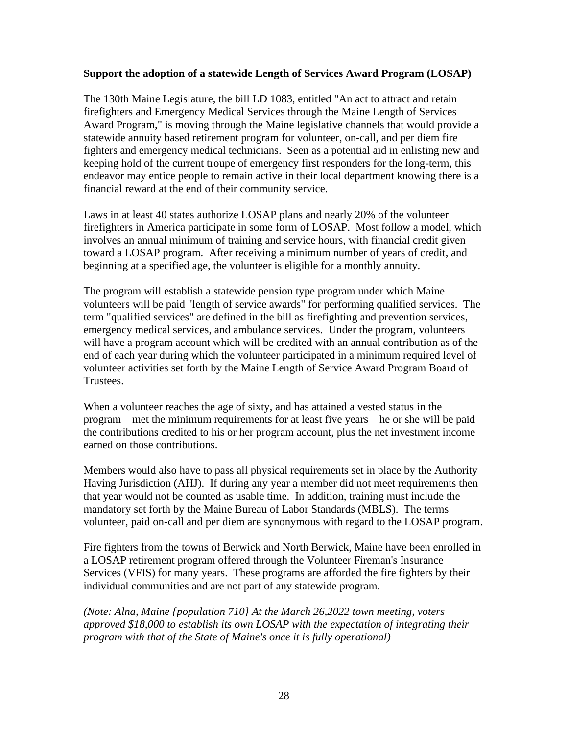**Support the adoption of a statewide Length of Services Award Program (LOSAP)**

The 130th Maine Legislature, the bill LD 1083, entitled "An act to attract and retain firefighters and Emergency Medical Services through the Maine Length of Services Award Program," is moving through the Maine legislative channels that would provide a statewide annuity based retirement program for volunteer, on-call, and per diem fire fighters and emergency medical technicians. Seen as a potential aid in enlisting new and keeping hold of the current troupe of emergency first responders for the long-term, this endeavor may entice people to remain active in their local department knowing there is a financial reward at the end of their community service.

Laws in at least 40 states authorize LOSAP plans and nearly 20% of the volunteer firefighters in America participate in some form of LOSAP. Most follow a model, which involves an annual minimum of training and service hours, with financial credit given toward a LOSAP program. After receiving a minimum number of years of credit, and beginning at a specified age, the volunteer is eligible for a monthly annuity.

The program will establish a statewide pension type program under which Maine volunteers will be paid "length of service awards" for performing qualified services. The term "qualified services" are defined in the bill as firefighting and prevention services, emergency medical services, and ambulance services. Under the program, volunteers will have a program account which will be credited with an annual contribution as of the end of each year during which the volunteer participated in a minimum required level of volunteer activities set forth by the Maine Length of Service Award Program Board of Trustees.

When a volunteer reaches the age of sixty, and has attained a vested status in the program—met the minimum requirements for at least five years—he or she will be paid the contributions credited to his or her program account, plus the net investment income earned on those contributions.

Members would also have to pass all physical requirements set in place by the Authority Having Jurisdiction (AHJ). If during any year a member did not meet requirements then that year would not be counted as usable time. In addition, training must include the mandatory set forth by the Maine Bureau of Labor Standards (MBLS). The terms volunteer, paid on-call and per diem are synonymous with regard to the LOSAP program.

Fire fighters from the towns of Berwick and North Berwick, Maine have been enrolled in a LOSAP retirement program offered through the Volunteer Fireman's Insurance Services (VFIS) for many years. These programs are afforded the fire fighters by their individual communities and are not part of any statewide program.

*(Note: Alna, Maine {population 710} At the March 26,2022 town meeting, voters approved $18,000 to establish its own LOSAP with the expectation of integrating their program with that of the State of Maine's once it is fully operational)*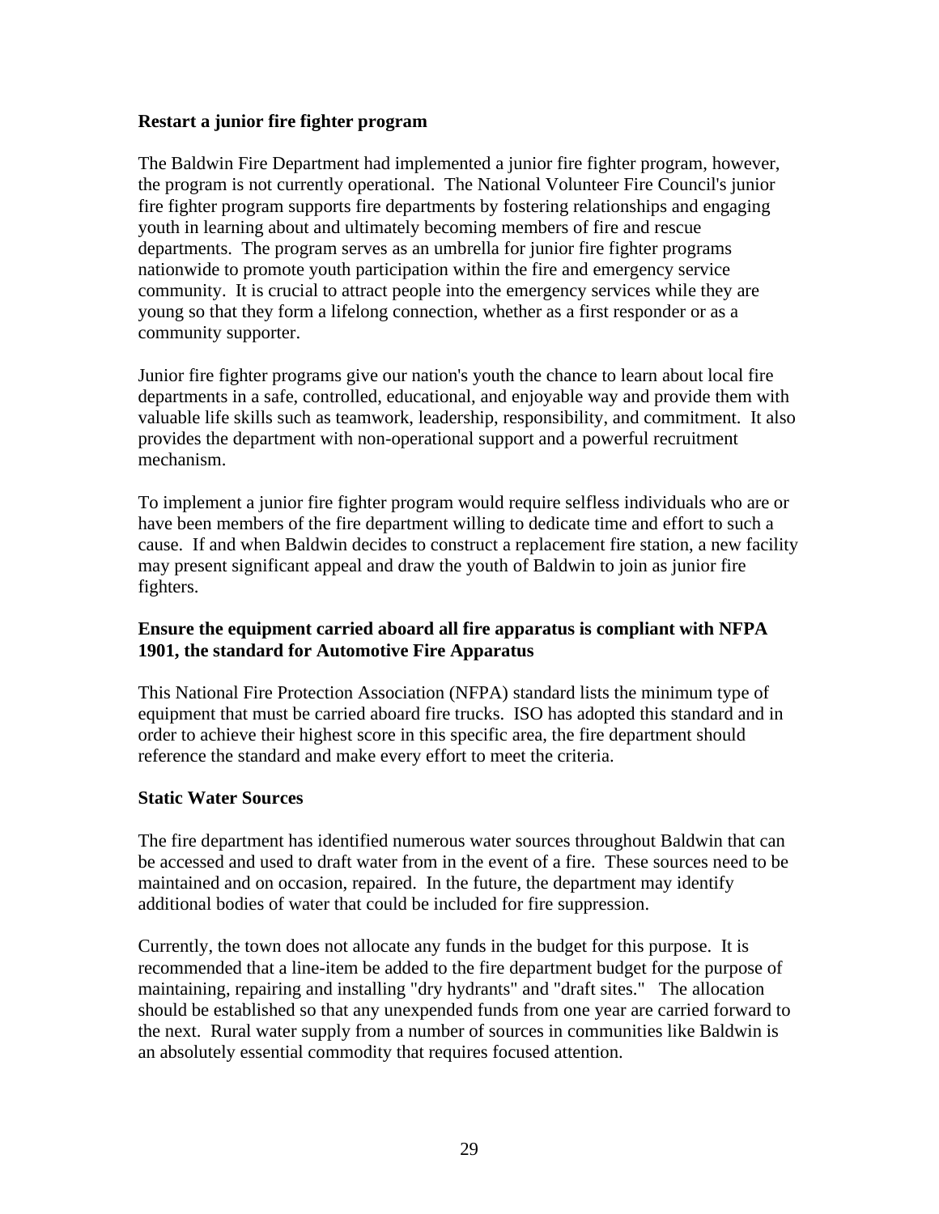**Restart a junior fire fighter program**

The Baldwin Fire Department had implemented a junior fire fighter program, however, the program is not currently operational. The National Volunteer Fire Council's junior fire fighter program supports fire departments by fostering relationships and engaging youth in learning about and ultimately becoming members of fire and rescue departments. The program serves as an umbrella for junior fire fighter programs nationwide to promote youth participation within the fire and emergency service community. It is crucial to attract people into the emergency services while they are young so that they form a lifelong connection, whether as a first responder or as a community supporter.

Junior fire fighter programs give our nation's youth the chance to learn about local fire departments in a safe, controlled, educational, and enjoyable way and provide them with valuable life skills such as teamwork, leadership, responsibility, and commitment. It also provides the department with non-operational support and a powerful recruitment mechanism.

To implement a junior fire fighter program would require selfless individuals who are or have been members of the fire department willing to dedicate time and effort to such a cause. If and when Baldwin decides to construct a replacement fire station, a new facility may present significant appeal and draw the youth of Baldwin to join as junior fire fighters.

**Ensure the equipment carried aboard all fire apparatus is compliant with NFPA 1901, the standard for Automotive Fire Apparatus**

This National Fire Protection Association (NFPA) standard lists the minimum type of equipment that must be carried aboard fire trucks. ISO has adopted this standard and in order to achieve their highest score in this specific area, the fire department should reference the standard and make every effort to meet the criteria.

**Static Water Sources**

The fire department has identified numerous water sources throughout Baldwin that can be accessed and used to draft water from in the event of a fire. These sources need to be maintained and on occasion, repaired. In the future, the department may identify additional bodies of water that could be included for fire suppression.

Currently, the town does not allocate any funds in the budget for this purpose. It is recommended that a line-item be added to the fire department budget for the purpose of maintaining, repairing and installing "dry hydrants" and "draft sites." The allocation should be established so that any unexpended funds from one year are carried forward to the next. Rural water supply from a number of sources in communities like Baldwin is an absolutely essential commodity that requires focused attention.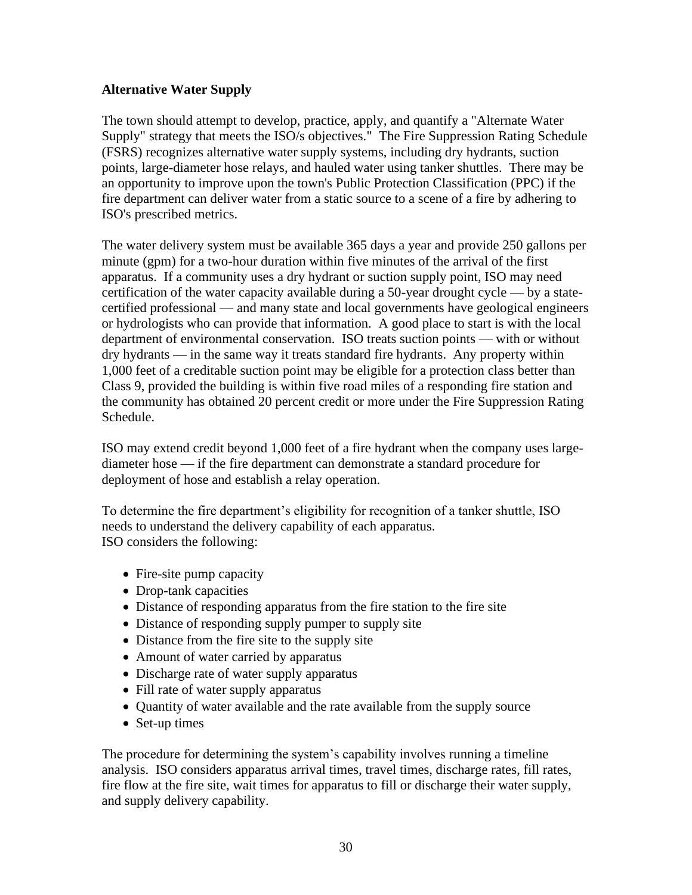**Alternative Water Supply**

The town should attempt to develop, practice, apply, and quantify a "Alternate Water Supply" strategy that meets the ISO/s objectives." The Fire Suppression Rating Schedule (FSRS) recognizes alternative water supply systems, including dry hydrants, suction points, large-diameter hose relays, and hauled water using tanker shuttles. There may be an opportunity to improve upon the town's Public Protection Classification (PPC) if the fire department can deliver water from a static source to a scene of a fire by adhering to ISO's prescribed metrics.

The water delivery system must be available 365 days a year and provide 250 gallons per minute (gpm) for a two-hour duration within five minutes of the arrival of the first apparatus. If a community uses a dry hydrant or suction supply point, ISO may need certification of the water capacity available during a 50-year drought cycle — by a state-certified professional — and many state and local governments have geological engineers or hydrologists who can provide that information. A good place to start is with the local department of environmental conservation. ISO treats suction points — with or without dry hydrants — in the same way it treats standard fire hydrants. Any property within 1,000 feet of a creditable suction point may be eligible for a protection class better than Class 9, provided the building is within five road miles of a responding fire station and the community has obtained 20 percent credit or more under the Fire Suppression Rating Schedule.

ISO may extend credit beyond 1,000 feet of a fire hydrant when the company uses large-diameter hose — if the fire department can demonstrate a standard procedure for deployment of hose and establish a relay operation.

To determine the fire department's eligibility for recognition of a tanker shuttle, ISO needs to understand the delivery capability of each apparatus.
ISO considers the following:

- Fire-site pump capacity
- Drop-tank capacities
- Distance of responding apparatus from the fire station to the fire site
- Distance of responding supply pumper to supply site
- Distance from the fire site to the supply site
- Amount of water carried by apparatus
- Discharge rate of water supply apparatus
- Fill rate of water supply apparatus
- Quantity of water available and the rate available from the supply source
- Set-up times

The procedure for determining the system's capability involves running a timeline analysis. ISO considers apparatus arrival times, travel times, discharge rates, fill rates, fire flow at the fire site, wait times for apparatus to fill or discharge their water supply, and supply delivery capability.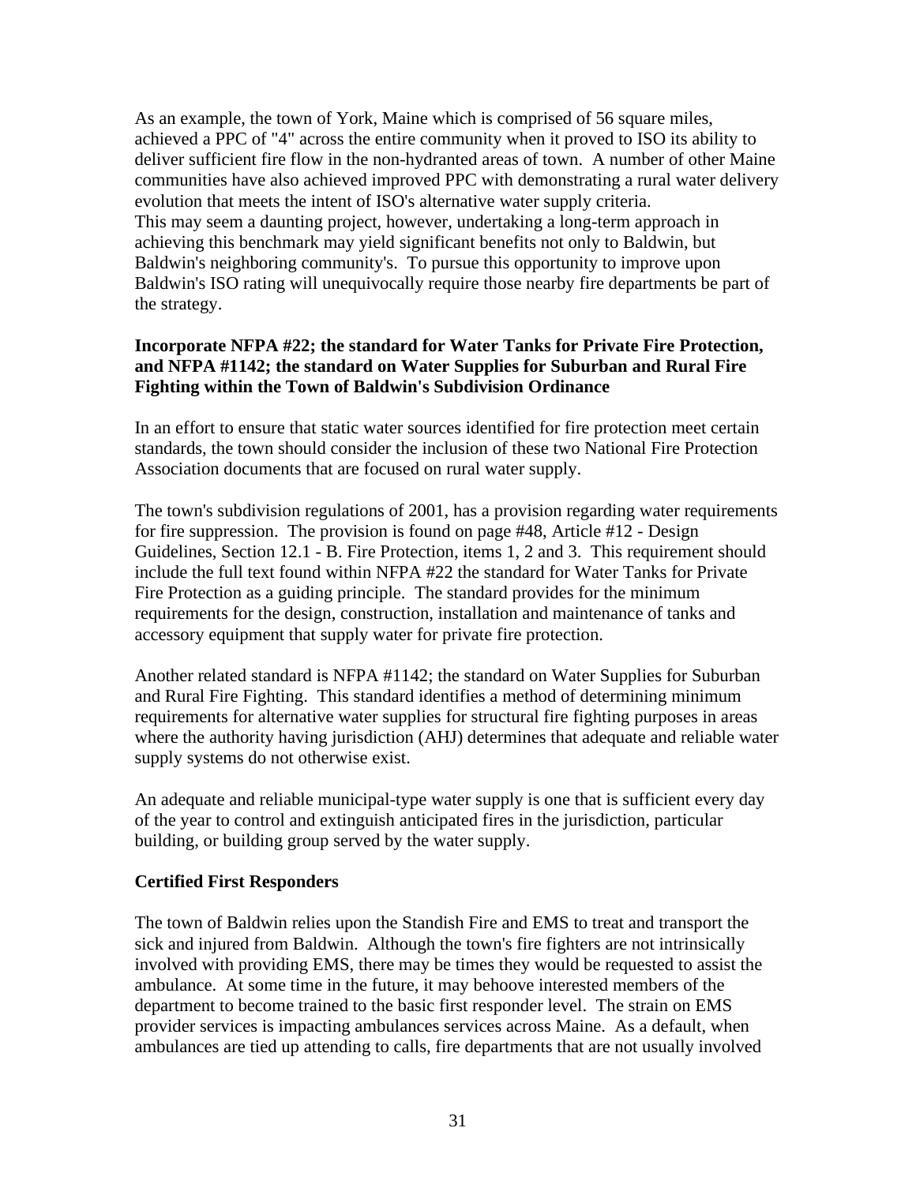As an example, the town of York, Maine which is comprised of 56 square miles, achieved a PPC of "4" across the entire community when it proved to ISO its ability to deliver sufficient fire flow in the non-hydranted areas of town. A number of other Maine communities have also achieved improved PPC with demonstrating a rural water delivery evolution that meets the intent of ISO's alternative water supply criteria.
This may seem a daunting project, however, undertaking a long-term approach in achieving this benchmark may yield significant benefits not only to Baldwin, but Baldwin's neighboring community's. To pursue this opportunity to improve upon Baldwin's ISO rating will unequivocally require those nearby fire departments be part of the strategy.

**Incorporate NFPA #22; the standard for Water Tanks for Private Fire Protection, and NFPA #1142; the standard on Water Supplies for Suburban and Rural Fire Fighting within the Town of Baldwin's Subdivision Ordinance**

In an effort to ensure that static water sources identified for fire protection meet certain standards, the town should consider the inclusion of these two National Fire Protection Association documents that are focused on rural water supply.

The town's subdivision regulations of 2001, has a provision regarding water requirements for fire suppression. The provision is found on page #48, Article #12 - Design Guidelines, Section 12.1 - B. Fire Protection, items 1, 2 and 3. This requirement should include the full text found within NFPA #22 the standard for Water Tanks for Private Fire Protection as a guiding principle. The standard provides for the minimum requirements for the design, construction, installation and maintenance of tanks and accessory equipment that supply water for private fire protection.

Another related standard is NFPA #1142; the standard on Water Supplies for Suburban and Rural Fire Fighting. This standard identifies a method of determining minimum requirements for alternative water supplies for structural fire fighting purposes in areas where the authority having jurisdiction (AHJ) determines that adequate and reliable water supply systems do not otherwise exist.

An adequate and reliable municipal-type water supply is one that is sufficient every day of the year to control and extinguish anticipated fires in the jurisdiction, particular building, or building group served by the water supply.

**Certified First Responders**

The town of Baldwin relies upon the Standish Fire and EMS to treat and transport the sick and injured from Baldwin. Although the town's fire fighters are not intrinsically involved with providing EMS, there may be times they would be requested to assist the ambulance. At some time in the future, it may behoove interested members of the department to become trained to the basic first responder level. The strain on EMS provider services is impacting ambulances services across Maine. As a default, when ambulances are tied up attending to calls, fire departments that are not usually involved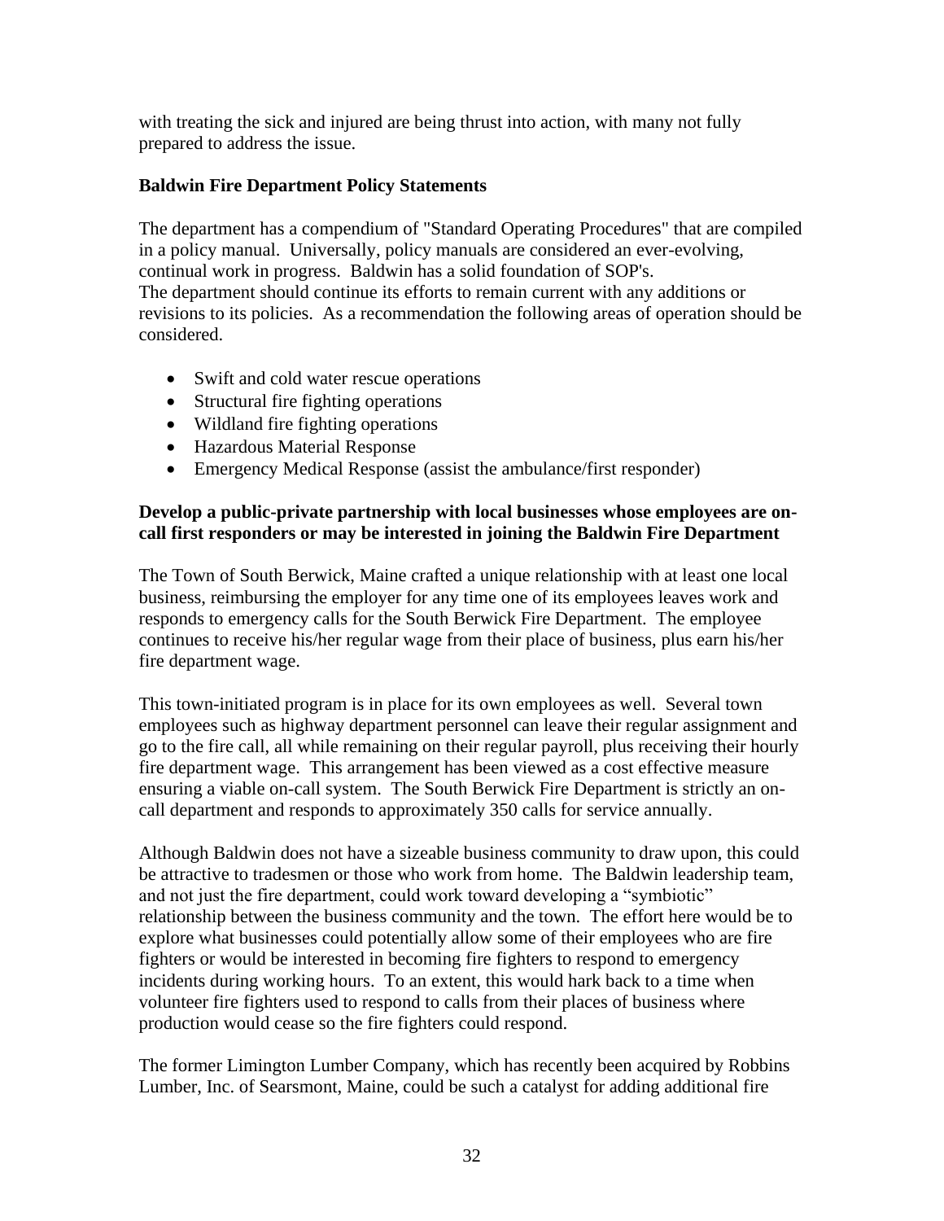with treating the sick and injured are being thrust into action, with many not fully prepared to address the issue.

**Baldwin Fire Department Policy Statements**

The department has a compendium of "Standard Operating Procedures" that are compiled in a policy manual. Universally, policy manuals are considered an ever-evolving, continual work in progress. Baldwin has a solid foundation of SOP's.
The department should continue its efforts to remain current with any additions or revisions to its policies. As a recommendation the following areas of operation should be considered.

- Swift and cold water rescue operations
- Structural fire fighting operations
- Wildland fire fighting operations
- Hazardous Material Response
- Emergency Medical Response (assist the ambulance/first responder)

**Develop a public-private partnership with local businesses whose employees are on-call first responders or may be interested in joining the Baldwin Fire Department**

The Town of South Berwick, Maine crafted a unique relationship with at least one local business, reimbursing the employer for any time one of its employees leaves work and responds to emergency calls for the South Berwick Fire Department. The employee continues to receive his/her regular wage from their place of business, plus earn his/her fire department wage.

This town-initiated program is in place for its own employees as well. Several town employees such as highway department personnel can leave their regular assignment and go to the fire call, all while remaining on their regular payroll, plus receiving their hourly fire department wage. This arrangement has been viewed as a cost effective measure ensuring a viable on-call system. The South Berwick Fire Department is strictly an on-call department and responds to approximately 350 calls for service annually.

Although Baldwin does not have a sizeable business community to draw upon, this could be attractive to tradesmen or those who work from home. The Baldwin leadership team, and not just the fire department, could work toward developing a "symbiotic" relationship between the business community and the town. The effort here would be to explore what businesses could potentially allow some of their employees who are fire fighters or would be interested in becoming fire fighters to respond to emergency incidents during working hours. To an extent, this would hark back to a time when volunteer fire fighters used to respond to calls from their places of business where production would cease so the fire fighters could respond.

The former Limington Lumber Company, which has recently been acquired by Robbins Lumber, Inc. of Searsmont, Maine, could be such a catalyst for adding additional fire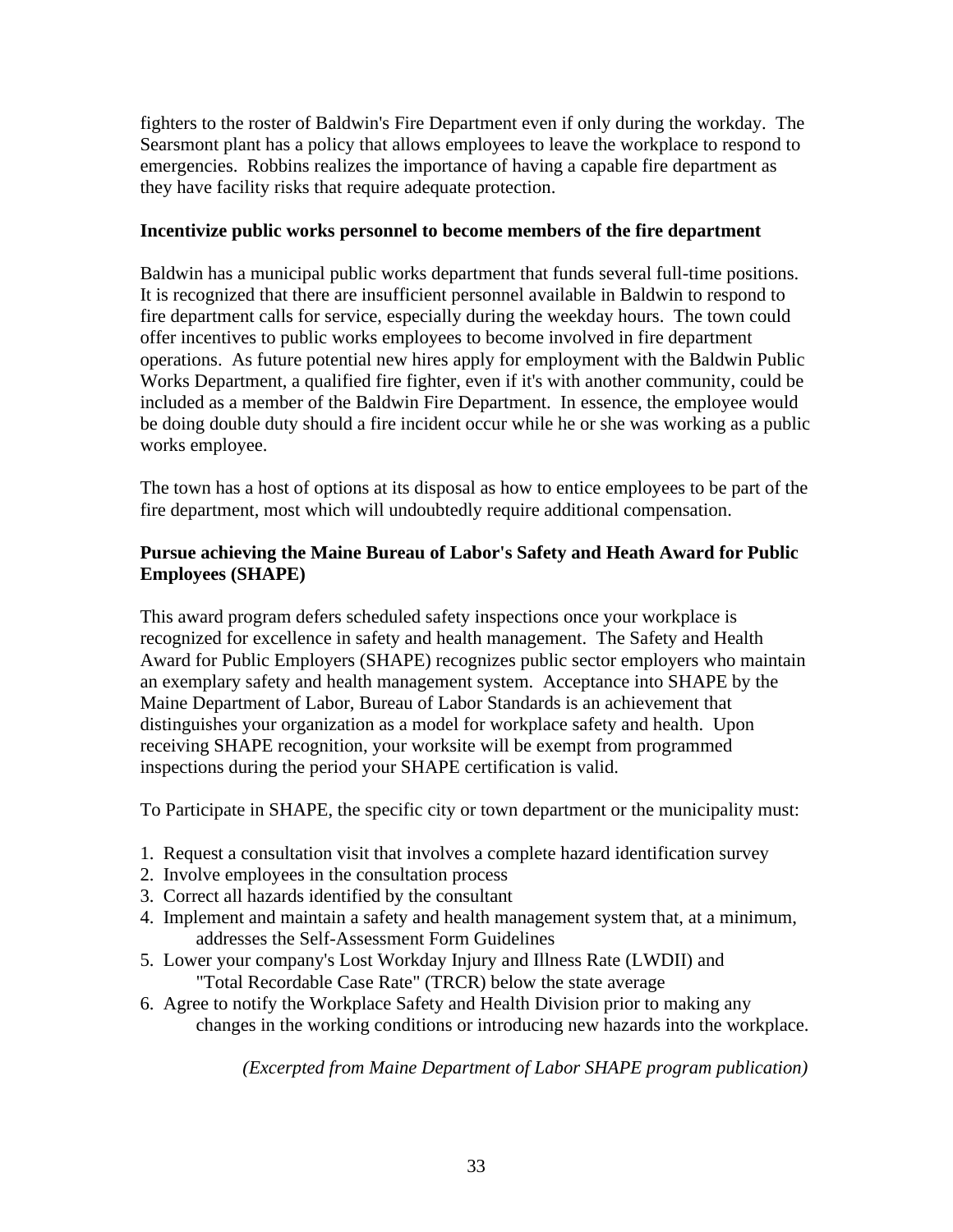fighters to the roster of Baldwin's Fire Department even if only during the workday. The Searsmont plant has a policy that allows employees to leave the workplace to respond to emergencies. Robbins realizes the importance of having a capable fire department as they have facility risks that require adequate protection.

**Incentivize public works personnel to become members of the fire department**

Baldwin has a municipal public works department that funds several full-time positions. It is recognized that there are insufficient personnel available in Baldwin to respond to fire department calls for service, especially during the weekday hours. The town could offer incentives to public works employees to become involved in fire department operations. As future potential new hires apply for employment with the Baldwin Public Works Department, a qualified fire fighter, even if it's with another community, could be included as a member of the Baldwin Fire Department. In essence, the employee would be doing double duty should a fire incident occur while he or she was working as a public works employee.

The town has a host of options at its disposal as how to entice employees to be part of the fire department, most which will undoubtedly require additional compensation.

**Pursue achieving the Maine Bureau of Labor's Safety and Heath Award for Public Employees (SHAPE)**

This award program defers scheduled safety inspections once your workplace is recognized for excellence in safety and health management. The Safety and Health Award for Public Employers (SHAPE) recognizes public sector employers who maintain an exemplary safety and health management system. Acceptance into SHAPE by the Maine Department of Labor, Bureau of Labor Standards is an achievement that distinguishes your organization as a model for workplace safety and health. Upon receiving SHAPE recognition, your worksite will be exempt from programmed inspections during the period your SHAPE certification is valid.

To Participate in SHAPE, the specific city or town department or the municipality must:

1. Request a consultation visit that involves a complete hazard identification survey
2. Involve employees in the consultation process
3. Correct all hazards identified by the consultant
4. Implement and maintain a safety and health management system that, at a minimum, addresses the Self-Assessment Form Guidelines
5. Lower your company's Lost Workday Injury and Illness Rate (LWDII) and "Total Recordable Case Rate" (TRCR) below the state average
6. Agree to notify the Workplace Safety and Health Division prior to making any changes in the working conditions or introducing new hazards into the workplace.

*(Excerpted from Maine Department of Labor SHAPE program publication)*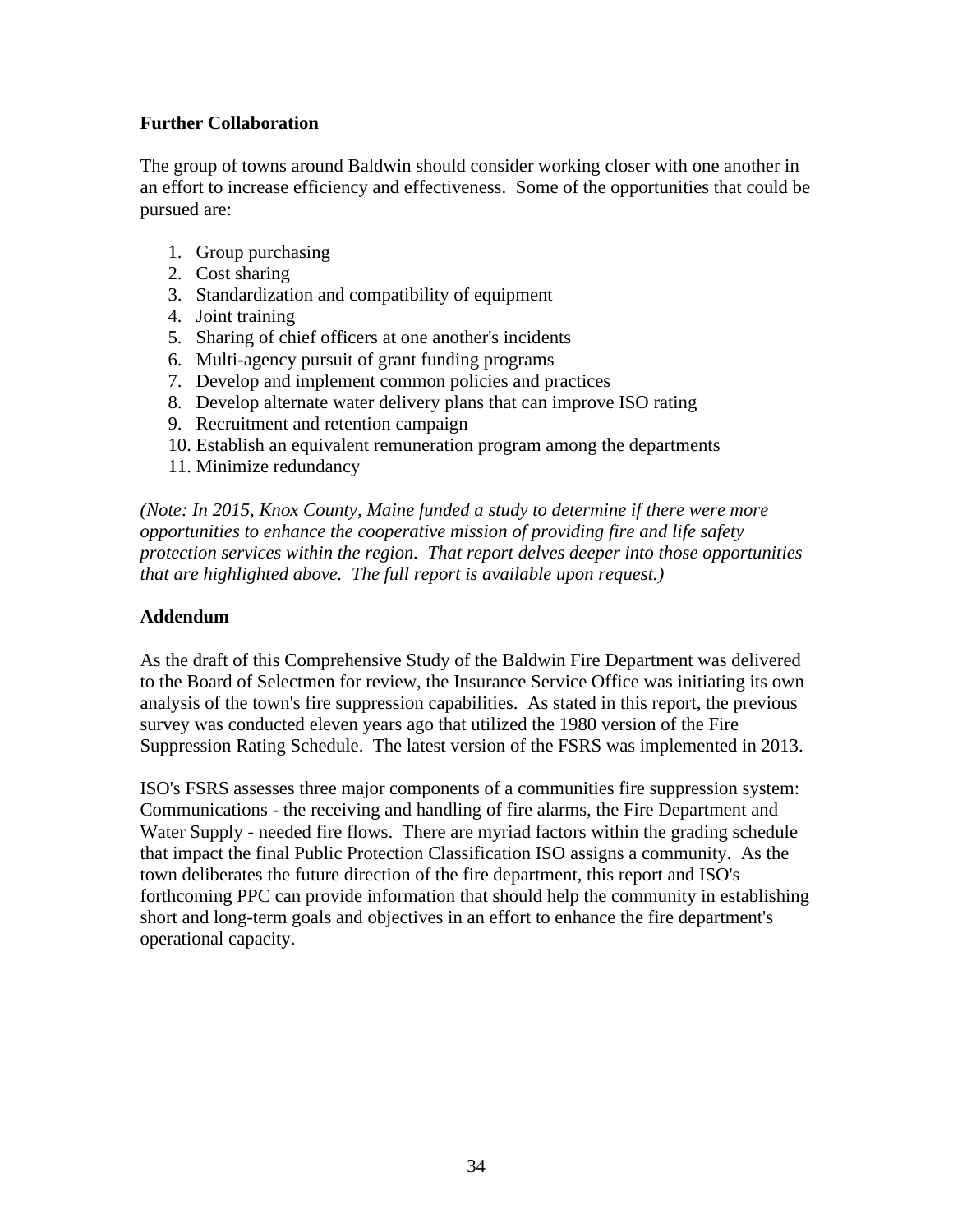**Further Collaboration**

The group of towns around Baldwin should consider working closer with one another in an effort to increase efficiency and effectiveness. Some of the opportunities that could be pursued are:

1. Group purchasing
2. Cost sharing
3. Standardization and compatibility of equipment
4. Joint training
5. Sharing of chief officers at one another's incidents
6. Multi-agency pursuit of grant funding programs
7. Develop and implement common policies and practices
8. Develop alternate water delivery plans that can improve ISO rating
9. Recruitment and retention campaign
10. Establish an equivalent remuneration program among the departments
11. Minimize redundancy

*(Note: In 2015, Knox County, Maine funded a study to determine if there were more opportunities to enhance the cooperative mission of providing fire and life safety protection services within the region. That report delves deeper into those opportunities that are highlighted above. The full report is available upon request.)*

**Addendum**

As the draft of this Comprehensive Study of the Baldwin Fire Department was delivered to the Board of Selectmen for review, the Insurance Service Office was initiating its own analysis of the town's fire suppression capabilities. As stated in this report, the previous survey was conducted eleven years ago that utilized the 1980 version of the Fire Suppression Rating Schedule. The latest version of the FSRS was implemented in 2013.

ISO's FSRS assesses three major components of a communities fire suppression system: Communications - the receiving and handling of fire alarms, the Fire Department and Water Supply - needed fire flows. There are myriad factors within the grading schedule that impact the final Public Protection Classification ISO assigns a community. As the town deliberates the future direction of the fire department, this report and ISO's forthcoming PPC can provide information that should help the community in establishing short and long-term goals and objectives in an effort to enhance the fire department's operational capacity.